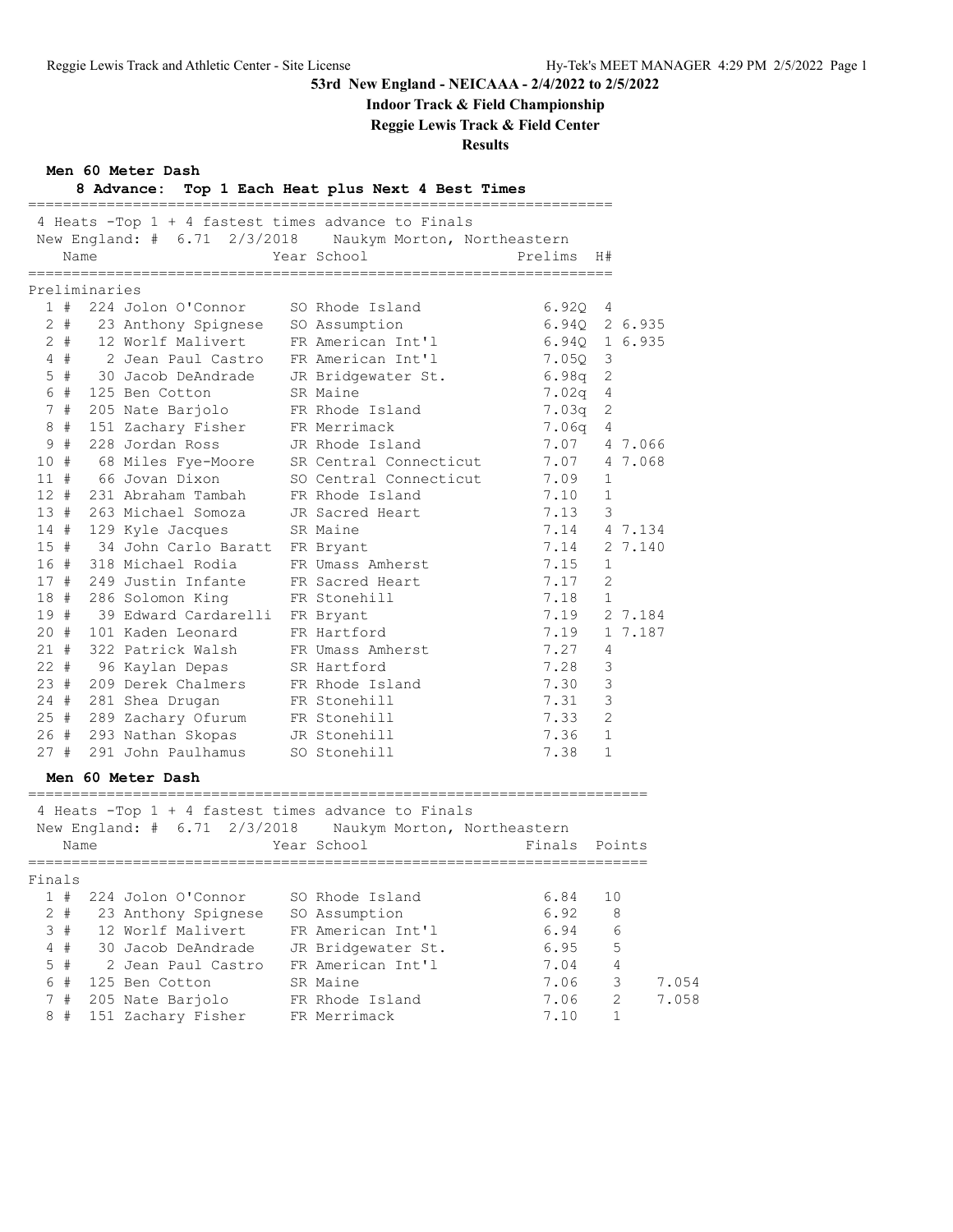# 53rd New England - NEICAAA - 2/4/2022 to 2/5/2022

## Indoor Track & Field Championship

### Reggie Lewis Track & Field Center

### Results

**Men 60 Meter Dash**

**8 Advance: Top 1 Each Heat plus Next 4 Best Times**

4 Heats -Top 1 + 4 fastest times advance to Finals

New England: # 6.71 2/3/2018 Naukym Morton, Northeastern

Preliminaries

| Place | | Bib | Name | Year | School | Prelims | H# | |
|---|---|---|---|---|---|---|---|---|
| 1 | # | 224 | Jolon O'Connor | SO | Rhode Island | 6.92Q | 4 | |
| 2 | # | 23 | Anthony Spignese | SO | Assumption | 6.94Q | 2 | 6.935 |
| 2 | # | 12 | Worlf Malivert | FR | American Int'l | 6.94Q | 1 | 6.935 |
| 4 | # | 2 | Jean Paul Castro | FR | American Int'l | 7.05Q | 3 | |
| 5 | # | 30 | Jacob DeAndrade | JR | Bridgewater St. | 6.98q | 2 | |
| 6 | # | 125 | Ben Cotton | SR | Maine | 7.02q | 4 | |
| 7 | # | 205 | Nate Barjolo | FR | Rhode Island | 7.03q | 2 | |
| 8 | # | 151 | Zachary Fisher | FR | Merrimack | 7.06q | 4 | |
| 9 | # | 228 | Jordan Ross | JR | Rhode Island | 7.07 | 4 | 7.066 |
| 10 | # | 68 | Miles Fye-Moore | SR | Central Connecticut | 7.07 | 4 | 7.068 |
| 11 | # | 66 | Jovan Dixon | SO | Central Connecticut | 7.09 | 1 | |
| 12 | # | 231 | Abraham Tambah | FR | Rhode Island | 7.10 | 1 | |
| 13 | # | 263 | Michael Somoza | JR | Sacred Heart | 7.13 | 3 | |
| 14 | # | 129 | Kyle Jacques | SR | Maine | 7.14 | 4 | 7.134 |
| 15 | # | 34 | John Carlo Baratt | FR | Bryant | 7.14 | 2 | 7.140 |
| 16 | # | 318 | Michael Rodia | FR | Umass Amherst | 7.15 | 1 | |
| 17 | # | 249 | Justin Infante | FR | Sacred Heart | 7.17 | 2 | |
| 18 | # | 286 | Solomon King | FR | Stonehill | 7.18 | 1 | |
| 19 | # | 39 | Edward Cardarelli | FR | Bryant | 7.19 | 2 | 7.184 |
| 20 | # | 101 | Kaden Leonard | FR | Hartford | 7.19 | 1 | 7.187 |
| 21 | # | 322 | Patrick Walsh | FR | Umass Amherst | 7.27 | 4 | |
| 22 | # | 96 | Kaylan Depas | SR | Hartford | 7.28 | 3 | |
| 23 | # | 209 | Derek Chalmers | FR | Rhode Island | 7.30 | 3 | |
| 24 | # | 281 | Shea Drugan | FR | Stonehill | 7.31 | 3 | |
| 25 | # | 289 | Zachary Ofurum | FR | Stonehill | 7.33 | 2 | |
| 26 | # | 293 | Nathan Skopas | JR | Stonehill | 7.36 | 1 | |
| 27 | # | 291 | John Paulhamus | SO | Stonehill | 7.38 | 1 | |

**Men 60 Meter Dash**

4 Heats -Top 1 + 4 fastest times advance to Finals

New England: # 6.71 2/3/2018 Naukym Morton, Northeastern

Finals

| Place | | Bib | Name | Year | School | Finals | Points | |
|---|---|---|---|---|---|---|---|---|
| 1 | # | 224 | Jolon O'Connor | SO | Rhode Island | 6.84 | 10 | |
| 2 | # | 23 | Anthony Spignese | SO | Assumption | 6.92 | 8 | |
| 3 | # | 12 | Worlf Malivert | FR | American Int'l | 6.94 | 6 | |
| 4 | # | 30 | Jacob DeAndrade | JR | Bridgewater St. | 6.95 | 5 | |
| 5 | # | 2 | Jean Paul Castro | FR | American Int'l | 7.04 | 4 | |
| 6 | # | 125 | Ben Cotton | SR | Maine | 7.06 | 3 | 7.054 |
| 7 | # | 205 | Nate Barjolo | FR | Rhode Island | 7.06 | 2 | 7.058 |
| 8 | # | 151 | Zachary Fisher | FR | Merrimack | 7.10 | 1 | |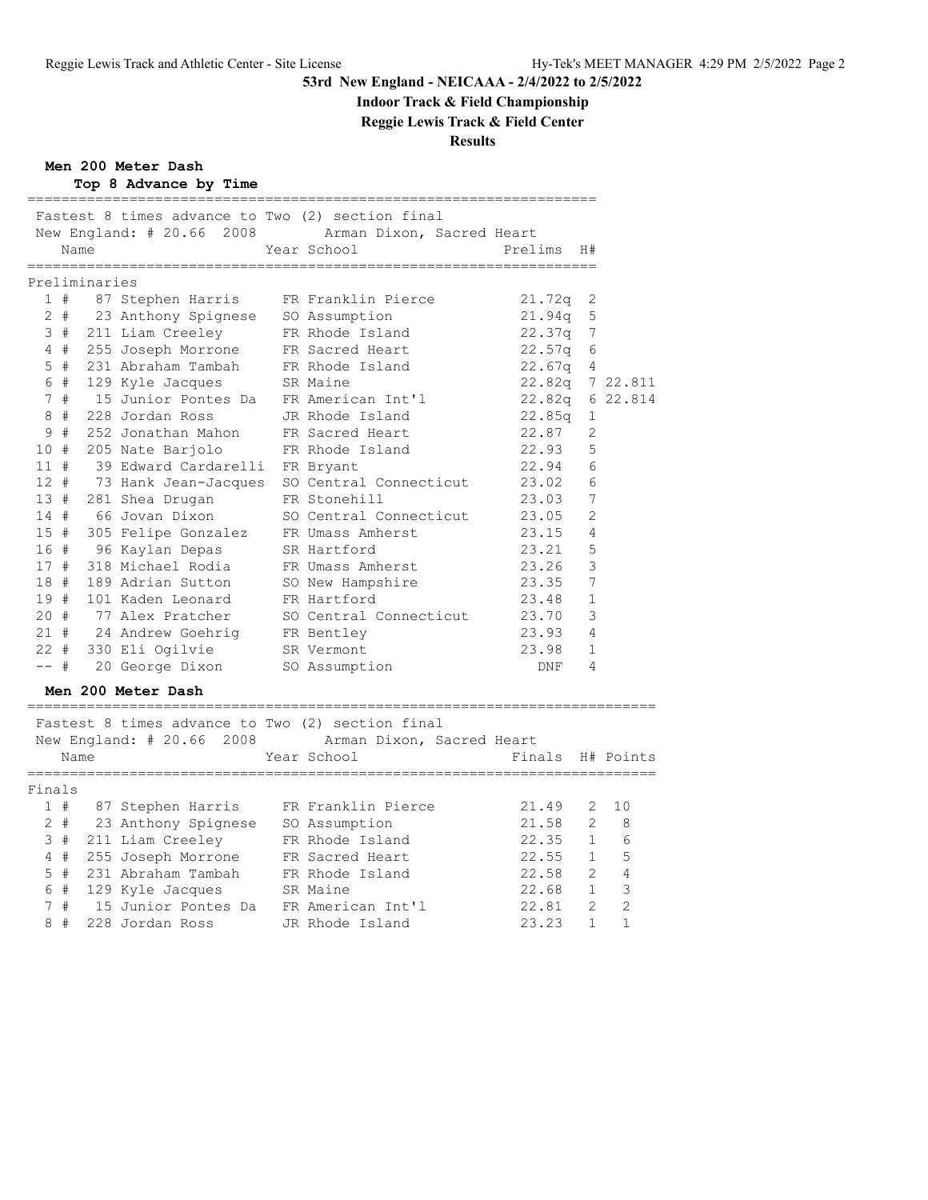## 53rd New England - NEICAAA - 2/4/2022 to 2/5/2022

**Indoor Track & Field Championship**

**Reggie Lewis Track & Field Center**

**Results**

### Men 200 Meter Dash

**Top 8 Advance by Time**

Fastest 8 times advance to Two (2) section final

New England: # 20.66 2008 Arman Dixon, Sacred Heart

**Preliminaries**

| Place | | No. | Name | Year | School | Prelims | H# | |
|---|---|---|---|---|---|---|---|---|
| 1 | # | 87 | Stephen Harris | FR | Franklin Pierce | 21.72q | 2 | |
| 2 | # | 23 | Anthony Spignese | SO | Assumption | 21.94q | 5 | |
| 3 | # | 211 | Liam Creeley | FR | Rhode Island | 22.37q | 7 | |
| 4 | # | 255 | Joseph Morrone | FR | Sacred Heart | 22.57q | 6 | |
| 5 | # | 231 | Abraham Tambah | FR | Rhode Island | 22.67q | 4 | |
| 6 | # | 129 | Kyle Jacques | SR | Maine | 22.82q | 7 | 22.811 |
| 7 | # | 15 | Junior Pontes Da | FR | American Int'l | 22.82q | 6 | 22.814 |
| 8 | # | 228 | Jordan Ross | JR | Rhode Island | 22.85q | 1 | |
| 9 | # | 252 | Jonathan Mahon | FR | Sacred Heart | 22.87 | 2 | |
| 10 | # | 205 | Nate Barjolo | FR | Rhode Island | 22.93 | 5 | |
| 11 | # | 39 | Edward Cardarelli | FR | Bryant | 22.94 | 6 | |
| 12 | # | 73 | Hank Jean-Jacques | SO | Central Connecticut | 23.02 | 6 | |
| 13 | # | 281 | Shea Drugan | FR | Stonehill | 23.03 | 7 | |
| 14 | # | 66 | Jovan Dixon | SO | Central Connecticut | 23.05 | 2 | |
| 15 | # | 305 | Felipe Gonzalez | FR | Umass Amherst | 23.15 | 4 | |
| 16 | # | 96 | Kaylan Depas | SR | Hartford | 23.21 | 5 | |
| 17 | # | 318 | Michael Rodia | FR | Umass Amherst | 23.26 | 3 | |
| 18 | # | 189 | Adrian Sutton | SO | New Hampshire | 23.35 | 7 | |
| 19 | # | 101 | Kaden Leonard | FR | Hartford | 23.48 | 1 | |
| 20 | # | 77 | Alex Pratcher | SO | Central Connecticut | 23.70 | 3 | |
| 21 | # | 24 | Andrew Goehrig | FR | Bentley | 23.93 | 4 | |
| 22 | # | 330 | Eli Ogilvie | SR | Vermont | 23.98 | 1 | |
| -- | # | 20 | George Dixon | SO | Assumption | DNF | 4 | |

### Men 200 Meter Dash

Fastest 8 times advance to Two (2) section final

New England: # 20.66 2008 Arman Dixon, Sacred Heart

**Finals**

| Place | | No. | Name | Year | School | Finals | H# | Points |
|---|---|---|---|---|---|---|---|---|
| 1 | # | 87 | Stephen Harris | FR | Franklin Pierce | 21.49 | 2 | 10 |
| 2 | # | 23 | Anthony Spignese | SO | Assumption | 21.58 | 2 | 8 |
| 3 | # | 211 | Liam Creeley | FR | Rhode Island | 22.35 | 1 | 6 |
| 4 | # | 255 | Joseph Morrone | FR | Sacred Heart | 22.55 | 1 | 5 |
| 5 | # | 231 | Abraham Tambah | FR | Rhode Island | 22.58 | 2 | 4 |
| 6 | # | 129 | Kyle Jacques | SR | Maine | 22.68 | 1 | 3 |
| 7 | # | 15 | Junior Pontes Da | FR | American Int'l | 22.81 | 2 | 2 |
| 8 | # | 228 | Jordan Ross | JR | Rhode Island | 23.23 | 1 | 1 |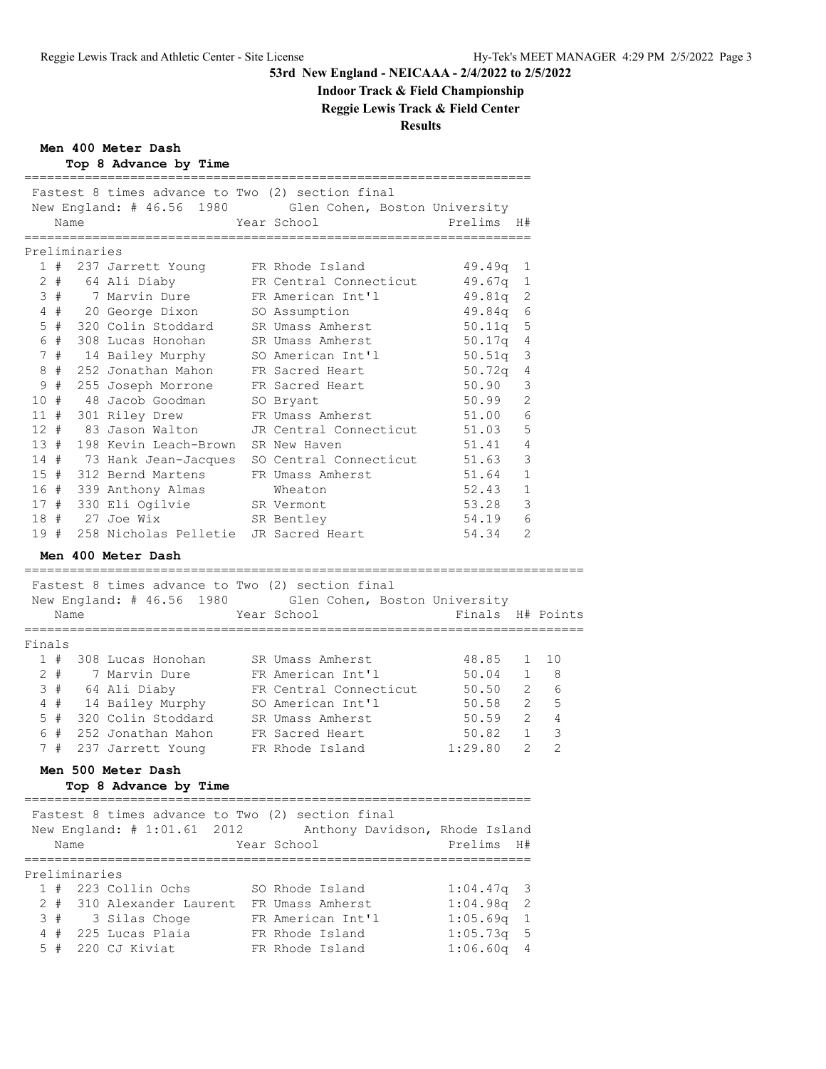## 53rd New England - NEICAAA - 2/4/2022 to 2/5/2022

### Indoor Track & Field Championship

### Reggie Lewis Track & Field Center

### Results

**Men 400 Meter Dash**

**Top 8 Advance by Time**

Fastest 8 times advance to Two (2) section final
New England: # 46.56 1980 Glen Cohen, Boston University

Preliminaries

| | Name | Year | School | Prelims | H# |
|---|---|---|---|---|---|
| 1 # | 237 Jarrett Young | FR | Rhode Island | 49.49q | 1 |
| 2 # | 64 Ali Diaby | FR | Central Connecticut | 49.67q | 1 |
| 3 # | 7 Marvin Dure | FR | American Int'l | 49.81q | 2 |
| 4 # | 20 George Dixon | SO | Assumption | 49.84q | 6 |
| 5 # | 320 Colin Stoddard | SR | Umass Amherst | 50.11q | 5 |
| 6 # | 308 Lucas Honohan | SR | Umass Amherst | 50.17q | 4 |
| 7 # | 14 Bailey Murphy | SO | American Int'l | 50.51q | 3 |
| 8 # | 252 Jonathan Mahon | FR | Sacred Heart | 50.72q | 4 |
| 9 # | 255 Joseph Morrone | FR | Sacred Heart | 50.90 | 3 |
| 10 # | 48 Jacob Goodman | SO | Bryant | 50.99 | 2 |
| 11 # | 301 Riley Drew | FR | Umass Amherst | 51.00 | 6 |
| 12 # | 83 Jason Walton | JR | Central Connecticut | 51.03 | 5 |
| 13 # | 198 Kevin Leach-Brown | SR | New Haven | 51.41 | 4 |
| 14 # | 73 Hank Jean-Jacques | SO | Central Connecticut | 51.63 | 3 |
| 15 # | 312 Bernd Martens | FR | Umass Amherst | 51.64 | 1 |
| 16 # | 339 Anthony Almas | | Wheaton | 52.43 | 1 |
| 17 # | 330 Eli Ogilvie | SR | Vermont | 53.28 | 3 |
| 18 # | 27 Joe Wix | SR | Bentley | 54.19 | 6 |
| 19 # | 258 Nicholas Pelletie | JR | Sacred Heart | 54.34 | 2 |

**Men 400 Meter Dash**

Fastest 8 times advance to Two (2) section final
New England: # 46.56 1980 Glen Cohen, Boston University

Finals

| | Name | Year | School | Finals | H# | Points |
|---|---|---|---|---|---|---|
| 1 # | 308 Lucas Honohan | SR | Umass Amherst | 48.85 | 1 | 10 |
| 2 # | 7 Marvin Dure | FR | American Int'l | 50.04 | 1 | 8 |
| 3 # | 64 Ali Diaby | FR | Central Connecticut | 50.50 | 2 | 6 |
| 4 # | 14 Bailey Murphy | SO | American Int'l | 50.58 | 2 | 5 |
| 5 # | 320 Colin Stoddard | SR | Umass Amherst | 50.59 | 2 | 4 |
| 6 # | 252 Jonathan Mahon | FR | Sacred Heart | 50.82 | 1 | 3 |
| 7 # | 237 Jarrett Young | FR | Rhode Island | 1:29.80 | 2 | 2 |

**Men 500 Meter Dash**

**Top 8 Advance by Time**

Fastest 8 times advance to Two (2) section final
New England: # 1:01.61 2012 Anthony Davidson, Rhode Island

Preliminaries

| | Name | Year | School | Prelims | H# |
|---|---|---|---|---|---|
| 1 # | 223 Collin Ochs | SO | Rhode Island | 1:04.47q | 3 |
| 2 # | 310 Alexander Laurent | FR | Umass Amherst | 1:04.98q | 2 |
| 3 # | 3 Silas Choge | FR | American Int'l | 1:05.69q | 1 |
| 4 # | 225 Lucas Plaia | FR | Rhode Island | 1:05.73q | 5 |
| 5 # | 220 CJ Kiviat | FR | Rhode Island | 1:06.60q | 4 |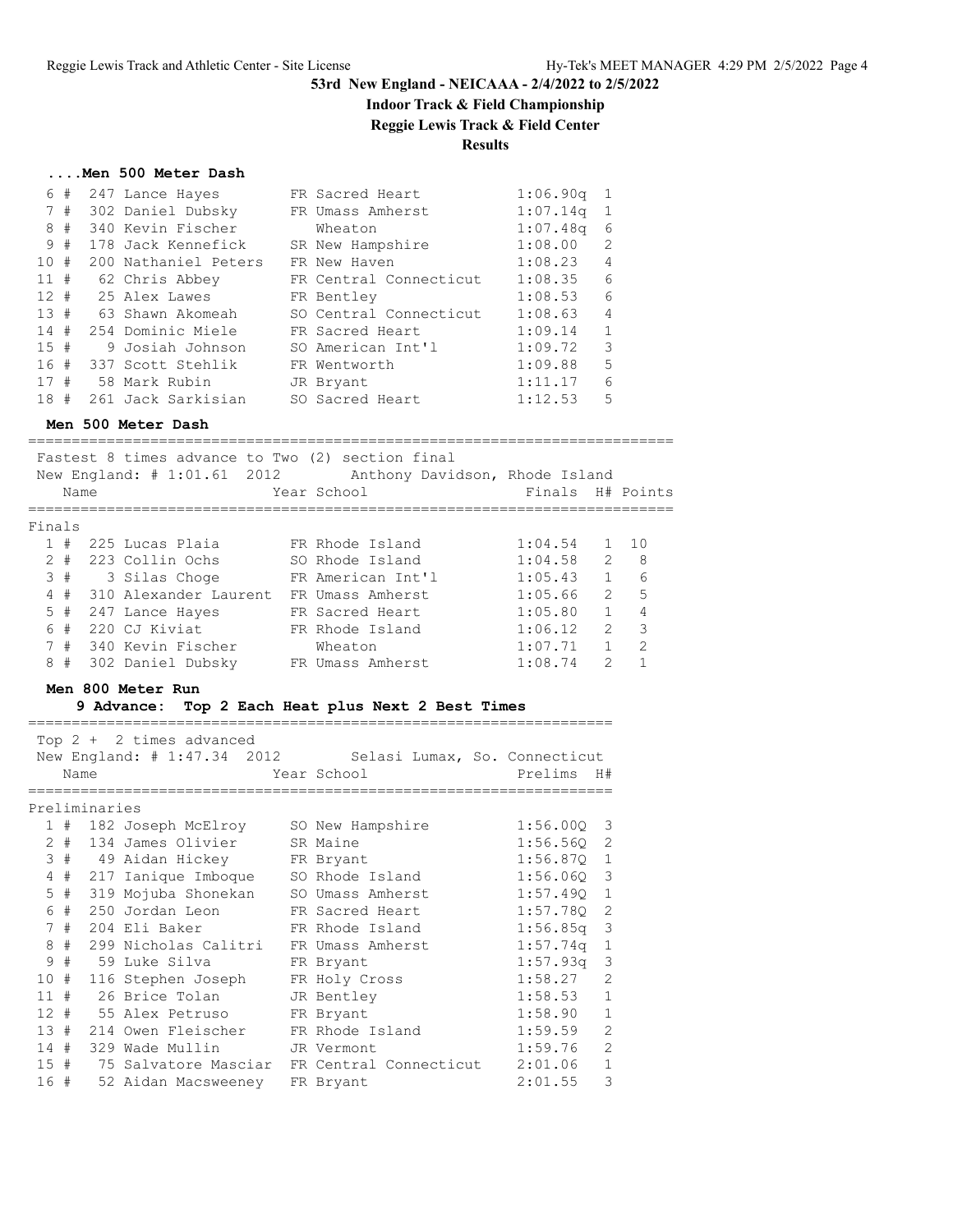53rd New England - NEICAAA - 2/4/2022 to 2/5/2022

**Indoor Track & Field Championship**

**Reggie Lewis Track & Field Center**

**Results**

### ....Men 500 Meter Dash

| Place | Comp# | Name | Year | School | Prelims | H# |
|---|---|---|---|---|---|---|
| 6 # | 247 | Lance Hayes | FR | Sacred Heart | 1:06.90q | 1 |
| 7 # | 302 | Daniel Dubsky | FR | Umass Amherst | 1:07.14q | 1 |
| 8 # | 340 | Kevin Fischer | | Wheaton | 1:07.48q | 6 |
| 9 # | 178 | Jack Kennefick | SR | New Hampshire | 1:08.00 | 2 |
| 10 # | 200 | Nathaniel Peters | FR | New Haven | 1:08.23 | 4 |
| 11 # | 62 | Chris Abbey | FR | Central Connecticut | 1:08.35 | 6 |
| 12 # | 25 | Alex Lawes | FR | Bentley | 1:08.53 | 6 |
| 13 # | 63 | Shawn Akomeah | SO | Central Connecticut | 1:08.63 | 4 |
| 14 # | 254 | Dominic Miele | FR | Sacred Heart | 1:09.14 | 1 |
| 15 # | 9 | Josiah Johnson | SO | American Int'l | 1:09.72 | 3 |
| 16 # | 337 | Scott Stehlik | FR | Wentworth | 1:09.88 | 5 |
| 17 # | 58 | Mark Rubin | JR | Bryant | 1:11.17 | 6 |
| 18 # | 261 | Jack Sarkisian | SO | Sacred Heart | 1:12.53 | 5 |

### Men 500 Meter Dash

Fastest 8 times advance to Two (2) section final

New England: # 1:01.61 2012 Anthony Davidson, Rhode Island

**Finals**

| Place | Comp# | Name | Year | School | Finals | H# | Points |
|---|---|---|---|---|---|---|---|
| 1 # | 225 | Lucas Plaia | FR | Rhode Island | 1:04.54 | 1 | 10 |
| 2 # | 223 | Collin Ochs | SO | Rhode Island | 1:04.58 | 2 | 8 |
| 3 # | 3 | Silas Choge | FR | American Int'l | 1:05.43 | 1 | 6 |
| 4 # | 310 | Alexander Laurent | FR | Umass Amherst | 1:05.66 | 2 | 5 |
| 5 # | 247 | Lance Hayes | FR | Sacred Heart | 1:05.80 | 1 | 4 |
| 6 # | 220 | CJ Kiviat | FR | Rhode Island | 1:06.12 | 2 | 3 |
| 7 # | 340 | Kevin Fischer | | Wheaton | 1:07.71 | 1 | 2 |
| 8 # | 302 | Daniel Dubsky | FR | Umass Amherst | 1:08.74 | 2 | 1 |

### Men 800 Meter Run

**9 Advance: Top 2 Each Heat plus Next 2 Best Times**

Top 2 + 2 times advanced

New England: # 1:47.34 2012 Selasi Lumax, So. Connecticut

**Preliminaries**

| Place | Comp# | Name | Year | School | Prelims | H# |
|---|---|---|---|---|---|---|
| 1 # | 182 | Joseph McElroy | SO | New Hampshire | 1:56.00Q | 3 |
| 2 # | 134 | James Olivier | SR | Maine | 1:56.56Q | 2 |
| 3 # | 49 | Aidan Hickey | FR | Bryant | 1:56.87Q | 1 |
| 4 # | 217 | Ianique Imboque | SO | Rhode Island | 1:56.06Q | 3 |
| 5 # | 319 | Mojuba Shonekan | SO | Umass Amherst | 1:57.49Q | 1 |
| 6 # | 250 | Jordan Leon | FR | Sacred Heart | 1:57.78Q | 2 |
| 7 # | 204 | Eli Baker | FR | Rhode Island | 1:56.85q | 3 |
| 8 # | 299 | Nicholas Calitri | FR | Umass Amherst | 1:57.74q | 1 |
| 9 # | 59 | Luke Silva | FR | Bryant | 1:57.93q | 3 |
| 10 # | 116 | Stephen Joseph | FR | Holy Cross | 1:58.27 | 2 |
| 11 # | 26 | Brice Tolan | JR | Bentley | 1:58.53 | 1 |
| 12 # | 55 | Alex Petruso | FR | Bryant | 1:58.90 | 1 |
| 13 # | 214 | Owen Fleischer | FR | Rhode Island | 1:59.59 | 2 |
| 14 # | 329 | Wade Mullin | JR | Vermont | 1:59.76 | 2 |
| 15 # | 75 | Salvatore Masciar | FR | Central Connecticut | 2:01.06 | 1 |
| 16 # | 52 | Aidan Macsweeney | FR | Bryant | 2:01.55 | 3 |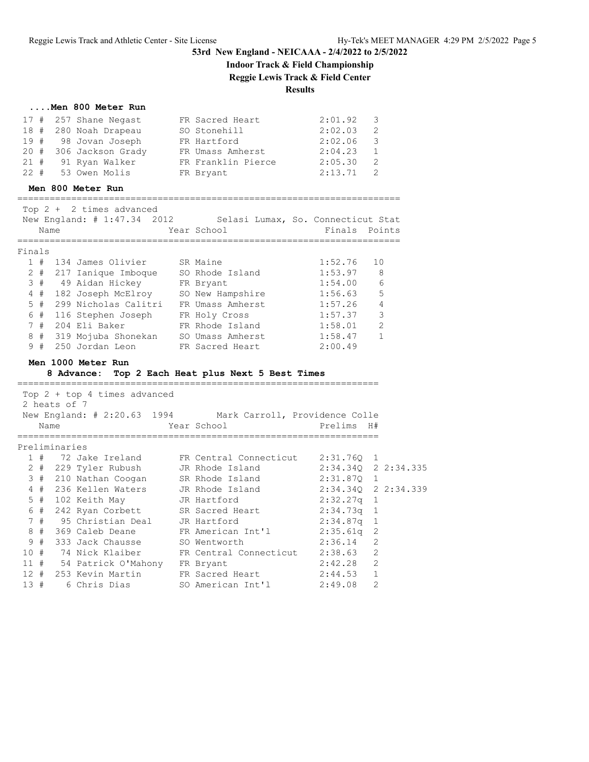## 53rd New England - NEICAAA - 2/4/2022 to 2/5/2022

### Indoor Track & Field Championship

### Reggie Lewis Track & Field Center

### Results

#### ....Men 800 Meter Run

| Place | Name | Year | School | Time | H# |
|---|---|---|---|---|---|
| 17 # | 257 Shane Negast | FR | Sacred Heart | 2:01.92 | 3 |
| 18 # | 280 Noah Drapeau | SO | Stonehill | 2:02.03 | 2 |
| 19 # | 98 Jovan Joseph | FR | Hartford | 2:02.06 | 3 |
| 20 # | 306 Jackson Grady | FR | Umass Amherst | 2:04.23 | 1 |
| 21 # | 91 Ryan Walker | FR | Franklin Pierce | 2:05.30 | 2 |
| 22 # | 53 Owen Molis | FR | Bryant | 2:13.71 | 2 |

#### Men 800 Meter Run

Top 2 + 2 times advanced

New England: # 1:47.34 2012 Selasi Lumax, So. Connecticut Stat

**Finals**

| Place | Name | Year | School | Finals | Points |
|---|---|---|---|---|---|
| 1 # | 134 James Olivier | SR | Maine | 1:52.76 | 10 |
| 2 # | 217 Ianique Imboque | SO | Rhode Island | 1:53.97 | 8 |
| 3 # | 49 Aidan Hickey | FR | Bryant | 1:54.00 | 6 |
| 4 # | 182 Joseph McElroy | SO | New Hampshire | 1:56.63 | 5 |
| 5 # | 299 Nicholas Calitri | FR | Umass Amherst | 1:57.26 | 4 |
| 6 # | 116 Stephen Joseph | FR | Holy Cross | 1:57.37 | 3 |
| 7 # | 204 Eli Baker | FR | Rhode Island | 1:58.01 | 2 |
| 8 # | 319 Mojuba Shonekan | SO | Umass Amherst | 1:58.47 | 1 |
| 9 # | 250 Jordan Leon | FR | Sacred Heart | 2:00.49 | |

#### Men 1000 Meter Run

**8 Advance: Top 2 Each Heat plus Next 5 Best Times**

Top 2 + top 4 times advanced

2 heats of 7

New England: # 2:20.63 1994 Mark Carroll, Providence Colle

**Preliminaries**

| Place | Name | Year | School | Prelims | H# | |
|---|---|---|---|---|---|---|
| 1 # | 72 Jake Ireland | FR | Central Connecticut | 2:31.76Q | 1 | |
| 2 # | 229 Tyler Rubush | JR | Rhode Island | 2:34.34Q | 2 | 2:34.335 |
| 3 # | 210 Nathan Coogan | SR | Rhode Island | 2:31.87Q | 1 | |
| 4 # | 236 Kellen Waters | JR | Rhode Island | 2:34.34Q | 2 | 2:34.339 |
| 5 # | 102 Keith May | JR | Hartford | 2:32.27q | 1 | |
| 6 # | 242 Ryan Corbett | SR | Sacred Heart | 2:34.73q | 1 | |
| 7 # | 95 Christian Deal | JR | Hartford | 2:34.87q | 1 | |
| 8 # | 369 Caleb Deane | FR | American Int'l | 2:35.61q | 2 | |
| 9 # | 333 Jack Chausse | SO | Wentworth | 2:36.14 | 2 | |
| 10 # | 74 Nick Klaiber | FR | Central Connecticut | 2:38.63 | 2 | |
| 11 # | 54 Patrick O'Mahony | FR | Bryant | 2:42.28 | 2 | |
| 12 # | 253 Kevin Martin | FR | Sacred Heart | 2:44.53 | 1 | |
| 13 # | 6 Chris Dias | SO | American Int'l | 2:49.08 | 2 | |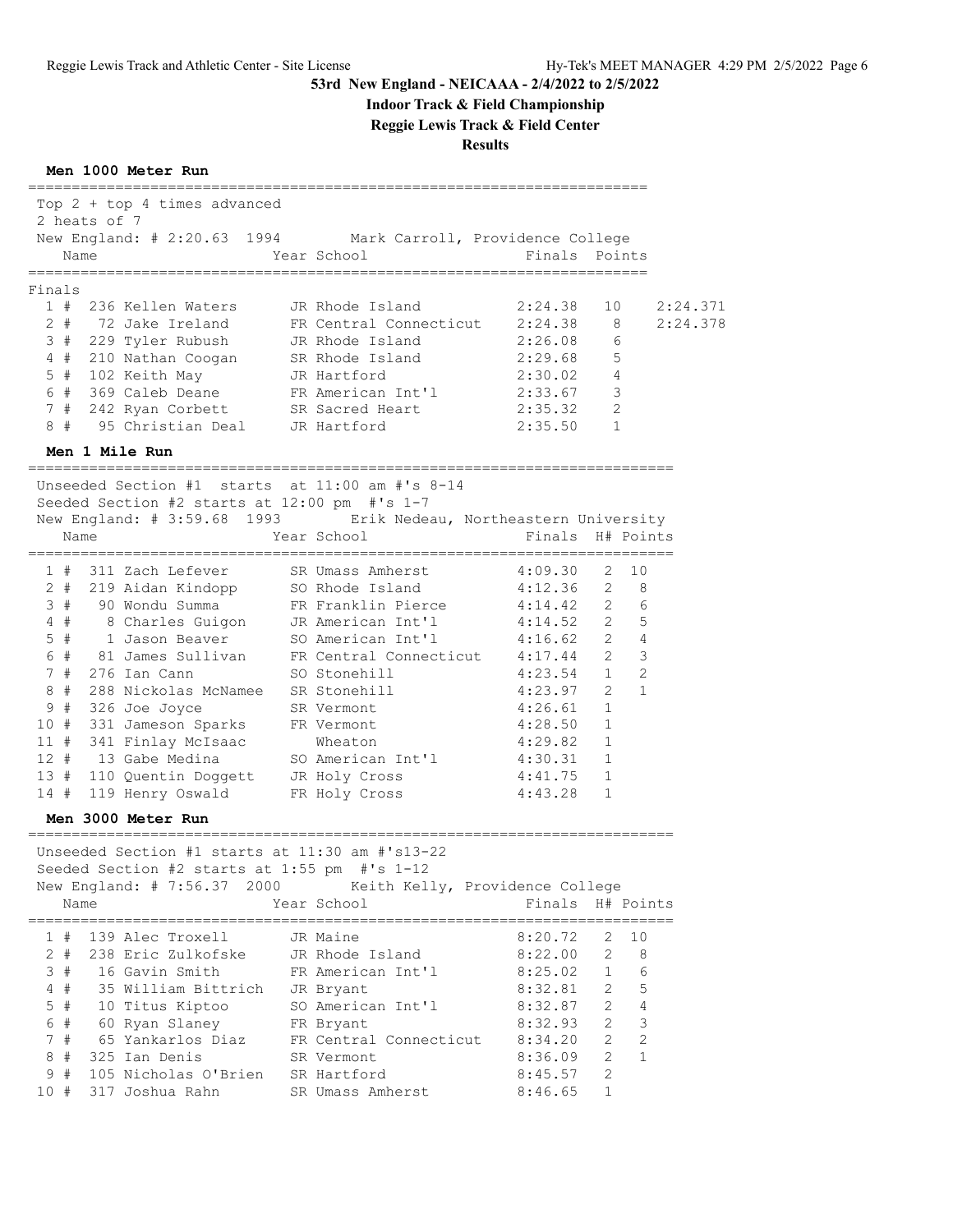# 53rd New England - NEICAAA - 2/4/2022 to 2/5/2022

## Indoor Track & Field Championship

## Reggie Lewis Track & Field Center

## Results

### Men 1000 Meter Run

Top 2 + top 4 times advanced
2 heats of 7
New England: # 2:20.63 1994 Mark Carroll, Providence College

**Finals**

| Place | Name | Year | School | Finals | Points | |
|---|---|---|---|---|---|---|
| 1 # | 236 Kellen Waters | JR | Rhode Island | 2:24.38 | 10 | 2:24.371 |
| 2 # | 72 Jake Ireland | FR | Central Connecticut | 2:24.38 | 8 | 2:24.378 |
| 3 # | 229 Tyler Rubush | JR | Rhode Island | 2:26.08 | 6 | |
| 4 # | 210 Nathan Coogan | SR | Rhode Island | 2:29.68 | 5 | |
| 5 # | 102 Keith May | JR | Hartford | 2:30.02 | 4 | |
| 6 # | 369 Caleb Deane | FR | American Int'l | 2:33.67 | 3 | |
| 7 # | 242 Ryan Corbett | SR | Sacred Heart | 2:35.32 | 2 | |
| 8 # | 95 Christian Deal | JR | Hartford | 2:35.50 | 1 | |

### Men 1 Mile Run

Unseeded Section #1 starts at 11:00 am #'s 8-14
Seeded Section #2 starts at 12:00 pm #'s 1-7
New England: # 3:59.68 1993 Erik Nedeau, Northeastern University

| Place | Name | Year | School | Finals | H# | Points |
|---|---|---|---|---|---|---|
| 1 # | 311 Zach Lefever | SR | Umass Amherst | 4:09.30 | 2 | 10 |
| 2 # | 219 Aidan Kindopp | SO | Rhode Island | 4:12.36 | 2 | 8 |
| 3 # | 90 Wondu Summa | FR | Franklin Pierce | 4:14.42 | 2 | 6 |
| 4 # | 8 Charles Guigon | JR | American Int'l | 4:14.52 | 2 | 5 |
| 5 # | 1 Jason Beaver | SO | American Int'l | 4:16.62 | 2 | 4 |
| 6 # | 81 James Sullivan | FR | Central Connecticut | 4:17.44 | 2 | 3 |
| 7 # | 276 Ian Cann | SO | Stonehill | 4:23.54 | 1 | 2 |
| 8 # | 288 Nickolas McNamee | SR | Stonehill | 4:23.97 | 2 | 1 |
| 9 # | 326 Joe Joyce | SR | Vermont | 4:26.61 | 1 | |
| 10 # | 331 Jameson Sparks | FR | Vermont | 4:28.50 | 1 | |
| 11 # | 341 Finlay McIsaac | | Wheaton | 4:29.82 | 1 | |
| 12 # | 13 Gabe Medina | SO | American Int'l | 4:30.31 | 1 | |
| 13 # | 110 Quentin Doggett | JR | Holy Cross | 4:41.75 | 1 | |
| 14 # | 119 Henry Oswald | FR | Holy Cross | 4:43.28 | 1 | |

### Men 3000 Meter Run

Unseeded Section #1 starts at 11:30 am #'s13-22
Seeded Section #2 starts at 1:55 pm #'s 1-12
New England: # 7:56.37 2000 Keith Kelly, Providence College

| Place | Name | Year | School | Finals | H# | Points |
|---|---|---|---|---|---|---|
| 1 # | 139 Alec Troxell | JR | Maine | 8:20.72 | 2 | 10 |
| 2 # | 238 Eric Zulkofske | JR | Rhode Island | 8:22.00 | 2 | 8 |
| 3 # | 16 Gavin Smith | FR | American Int'l | 8:25.02 | 1 | 6 |
| 4 # | 35 William Bittrich | JR | Bryant | 8:32.81 | 2 | 5 |
| 5 # | 10 Titus Kiptoo | SO | American Int'l | 8:32.87 | 2 | 4 |
| 6 # | 60 Ryan Slaney | FR | Bryant | 8:32.93 | 2 | 3 |
| 7 # | 65 Yankarlos Diaz | FR | Central Connecticut | 8:34.20 | 2 | 2 |
| 8 # | 325 Ian Denis | SR | Vermont | 8:36.09 | 2 | 1 |
| 9 # | 105 Nicholas O'Brien | SR | Hartford | 8:45.57 | 2 | |
| 10 # | 317 Joshua Rahn | SR | Umass Amherst | 8:46.65 | 1 | |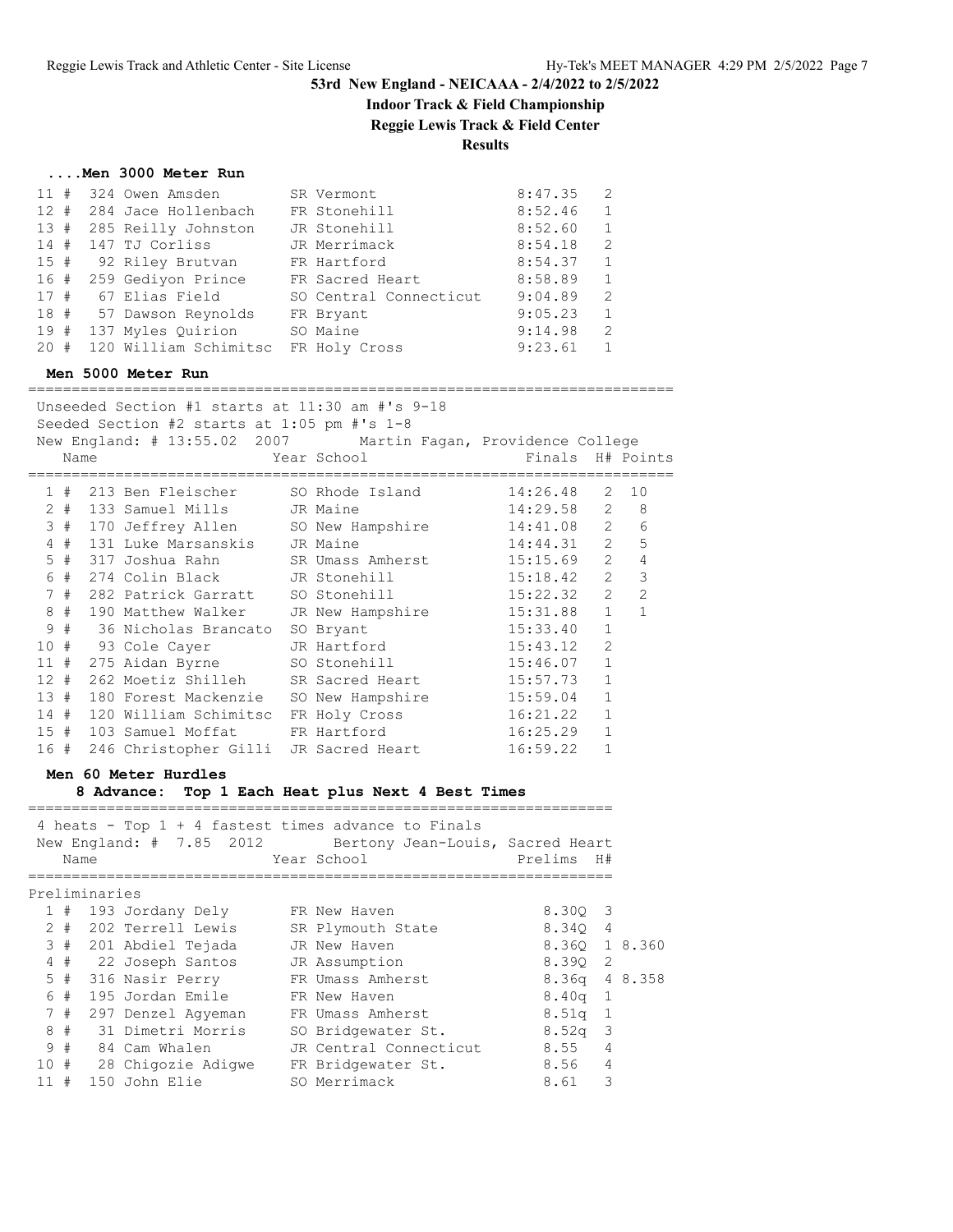# 53rd New England - NEICAAA - 2/4/2022 to 2/5/2022

## Indoor Track & Field Championship

## Reggie Lewis Track & Field Center

## Results

### ....Men 3000 Meter Run

| Place | # | Comp# | Name | Year | School | Finals | H# |
|---|---|---|---|---|---|---|---|
| 11 | # | 324 | Owen Amsden | SR | Vermont | 8:47.35 | 2 |
| 12 | # | 284 | Jace Hollenbach | FR | Stonehill | 8:52.46 | 1 |
| 13 | # | 285 | Reilly Johnston | JR | Stonehill | 8:52.60 | 1 |
| 14 | # | 147 | TJ Corliss | JR | Merrimack | 8:54.18 | 2 |
| 15 | # | 92 | Riley Brutvan | FR | Hartford | 8:54.37 | 1 |
| 16 | # | 259 | Gediyon Prince | FR | Sacred Heart | 8:58.89 | 1 |
| 17 | # | 67 | Elias Field | SO | Central Connecticut | 9:04.89 | 2 |
| 18 | # | 57 | Dawson Reynolds | FR | Bryant | 9:05.23 | 1 |
| 19 | # | 137 | Myles Quirion | SO | Maine | 9:14.98 | 2 |
| 20 | # | 120 | William Schimitsc | FR | Holy Cross | 9:23.61 | 1 |

### Men 5000 Meter Run

Unseeded Section #1 starts at 11:30 am #'s 9-18
Seeded Section #2 starts at 1:05 pm #'s 1-8
New England: # 13:55.02 2007 Martin Fagan, Providence College

| Place | # | Comp# | Name | Year | School | Finals | H# | Points |
|---|---|---|---|---|---|---|---|---|
| 1 | # | 213 | Ben Fleischer | SO | Rhode Island | 14:26.48 | 2 | 10 |
| 2 | # | 133 | Samuel Mills | JR | Maine | 14:29.58 | 2 | 8 |
| 3 | # | 170 | Jeffrey Allen | SO | New Hampshire | 14:41.08 | 2 | 6 |
| 4 | # | 131 | Luke Marsanskis | JR | Maine | 14:44.31 | 2 | 5 |
| 5 | # | 317 | Joshua Rahn | SR | Umass Amherst | 15:15.69 | 2 | 4 |
| 6 | # | 274 | Colin Black | JR | Stonehill | 15:18.42 | 2 | 3 |
| 7 | # | 282 | Patrick Garratt | SO | Stonehill | 15:22.32 | 2 | 2 |
| 8 | # | 190 | Matthew Walker | JR | New Hampshire | 15:31.88 | 1 | 1 |
| 9 | # | 36 | Nicholas Brancato | SO | Bryant | 15:33.40 | 1 | |
| 10 | # | 93 | Cole Cayer | JR | Hartford | 15:43.12 | 2 | |
| 11 | # | 275 | Aidan Byrne | SO | Stonehill | 15:46.07 | 1 | |
| 12 | # | 262 | Moetiz Shilleh | SR | Sacred Heart | 15:57.73 | 1 | |
| 13 | # | 180 | Forest Mackenzie | SO | New Hampshire | 15:59.04 | 1 | |
| 14 | # | 120 | William Schimitsc | FR | Holy Cross | 16:21.22 | 1 | |
| 15 | # | 103 | Samuel Moffat | FR | Hartford | 16:25.29 | 1 | |
| 16 | # | 246 | Christopher Gilli | JR | Sacred Heart | 16:59.22 | 1 | |

### Men 60 Meter Hurdles

**8 Advance: Top 1 Each Heat plus Next 4 Best Times**

4 heats - Top 1 + 4 fastest times advance to Finals
New England: # 7.85 2012 Bertony Jean-Louis, Sacred Heart

Preliminaries

| Place | # | Comp# | Name | Year | School | Prelims | H# | |
|---|---|---|---|---|---|---|---|---|
| 1 | # | 193 | Jordany Dely | FR | New Haven | 8.30Q | 3 | |
| 2 | # | 202 | Terrell Lewis | SR | Plymouth State | 8.34Q | 4 | |
| 3 | # | 201 | Abdiel Tejada | JR | New Haven | 8.36Q | 1 | 8.360 |
| 4 | # | 22 | Joseph Santos | JR | Assumption | 8.39Q | 2 | |
| 5 | # | 316 | Nasir Perry | FR | Umass Amherst | 8.36q | 4 | 8.358 |
| 6 | # | 195 | Jordan Emile | FR | New Haven | 8.40q | 1 | |
| 7 | # | 297 | Denzel Agyeman | FR | Umass Amherst | 8.51q | 1 | |
| 8 | # | 31 | Dimetri Morris | SO | Bridgewater St. | 8.52q | 3 | |
| 9 | # | 84 | Cam Whalen | JR | Central Connecticut | 8.55 | 4 | |
| 10 | # | 28 | Chigozie Adigwe | FR | Bridgewater St. | 8.56 | 4 | |
| 11 | # | 150 | John Elie | SO | Merrimack | 8.61 | 3 | |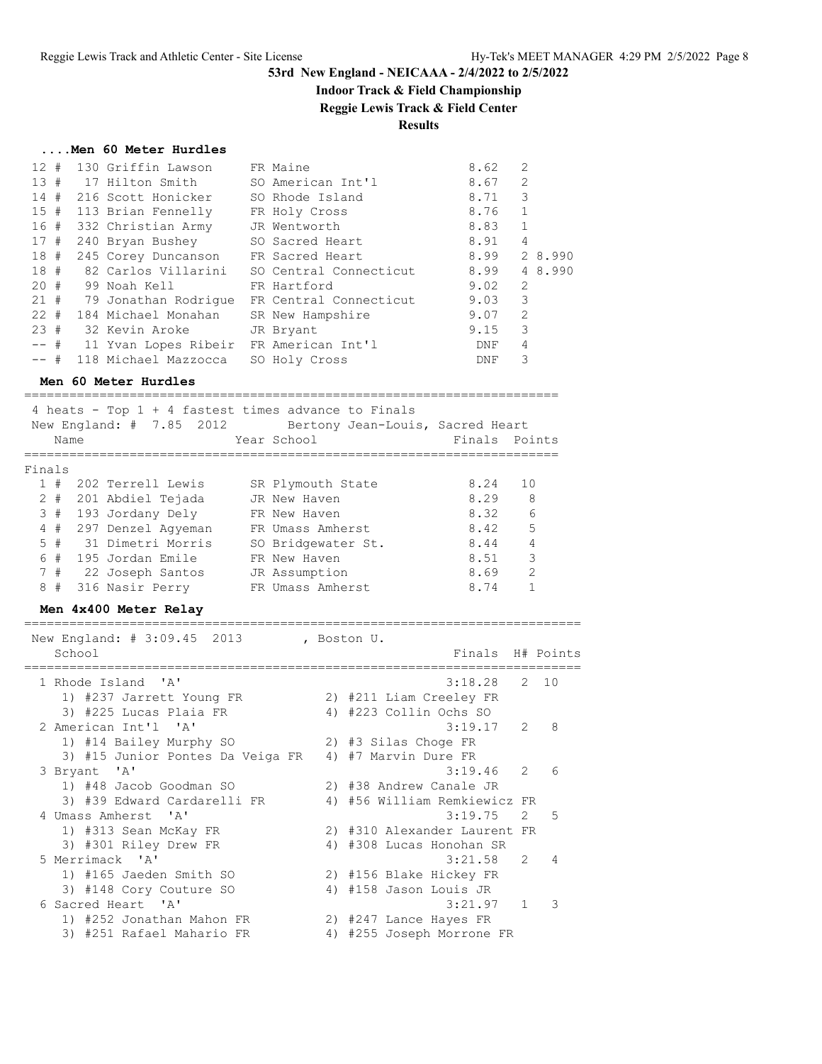# 53rd New England - NEICAAA - 2/4/2022 to 2/5/2022

## Indoor Track & Field Championship

## Reggie Lewis Track & Field Center

## Results

### ....Men 60 Meter Hurdles

| Place | Name | Year School | Prelims | H# | |
|---|---|---|---|---|---|
| 12 # | 130 Griffin Lawson | FR Maine | 8.62 | 2 | |
| 13 # | 17 Hilton Smith | SO American Int'l | 8.67 | 2 | |
| 14 # | 216 Scott Honicker | SO Rhode Island | 8.71 | 3 | |
| 15 # | 113 Brian Fennelly | FR Holy Cross | 8.76 | 1 | |
| 16 # | 332 Christian Army | JR Wentworth | 8.83 | 1 | |
| 17 # | 240 Bryan Bushey | SO Sacred Heart | 8.91 | 4 | |
| 18 # | 245 Corey Duncanson | FR Sacred Heart | 8.99 | 2 | 8.990 |
| 18 # | 82 Carlos Villarini | SO Central Connecticut | 8.99 | 4 | 8.990 |
| 20 # | 99 Noah Kell | FR Hartford | 9.02 | 2 | |
| 21 # | 79 Jonathan Rodrigue | FR Central Connecticut | 9.03 | 3 | |
| 22 # | 184 Michael Monahan | SR New Hampshire | 9.07 | 2 | |
| 23 # | 32 Kevin Aroke | JR Bryant | 9.15 | 3 | |
| -- # | 11 Yvan Lopes Ribeir | FR American Int'l | DNF | 4 | |
| -- # | 118 Michael Mazzocca | SO Holy Cross | DNF | 3 | |

### Men 60 Meter Hurdles

4 heats - Top 1 + 4 fastest times advance to Finals
New England: # 7.85 2012 Bertony Jean-Louis, Sacred Heart

**Finals**

| Place | Name | Year School | Finals | Points |
|---|---|---|---|---|
| 1 # | 202 Terrell Lewis | SR Plymouth State | 8.24 | 10 |
| 2 # | 201 Abdiel Tejada | JR New Haven | 8.29 | 8 |
| 3 # | 193 Jordany Dely | FR New Haven | 8.32 | 6 |
| 4 # | 297 Denzel Agyeman | FR Umass Amherst | 8.42 | 5 |
| 5 # | 31 Dimetri Morris | SO Bridgewater St. | 8.44 | 4 |
| 6 # | 195 Jordan Emile | FR New Haven | 8.51 | 3 |
| 7 # | 22 Joseph Santos | JR Assumption | 8.69 | 2 |
| 8 # | 316 Nasir Perry | FR Umass Amherst | 8.74 | 1 |

### Men 4x400 Meter Relay

New England: # 3:09.45 2013 , Boston U.

| School | Finals | H# | Points |
|---|---|---|---|
| 1 Rhode Island 'A' | 3:18.28 | 2 | 10 |
| 1) #237 Jarrett Young FR; 2) #211 Liam Creeley FR; 3) #225 Lucas Plaia FR; 4) #223 Collin Ochs SO | | | |
| 2 American Int'l 'A' | 3:19.17 | 2 | 8 |
| 1) #14 Bailey Murphy SO; 2) #3 Silas Choge FR; 3) #15 Junior Pontes Da Veiga FR; 4) #7 Marvin Dure FR | | | |
| 3 Bryant 'A' | 3:19.46 | 2 | 6 |
| 1) #48 Jacob Goodman SO; 2) #38 Andrew Canale JR; 3) #39 Edward Cardarelli FR; 4) #56 William Remkiewicz FR | | | |
| 4 Umass Amherst 'A' | 3:19.75 | 2 | 5 |
| 1) #313 Sean McKay FR; 2) #310 Alexander Laurent FR; 3) #301 Riley Drew FR; 4) #308 Lucas Honohan SR | | | |
| 5 Merrimack 'A' | 3:21.58 | 2 | 4 |
| 1) #165 Jaeden Smith SO; 2) #156 Blake Hickey FR; 3) #148 Cory Couture SO; 4) #158 Jason Louis JR | | | |
| 6 Sacred Heart 'A' | 3:21.97 | 1 | 3 |
| 1) #252 Jonathan Mahon FR; 2) #247 Lance Hayes FR; 3) #251 Rafael Mahario FR; 4) #255 Joseph Morrone FR | | | |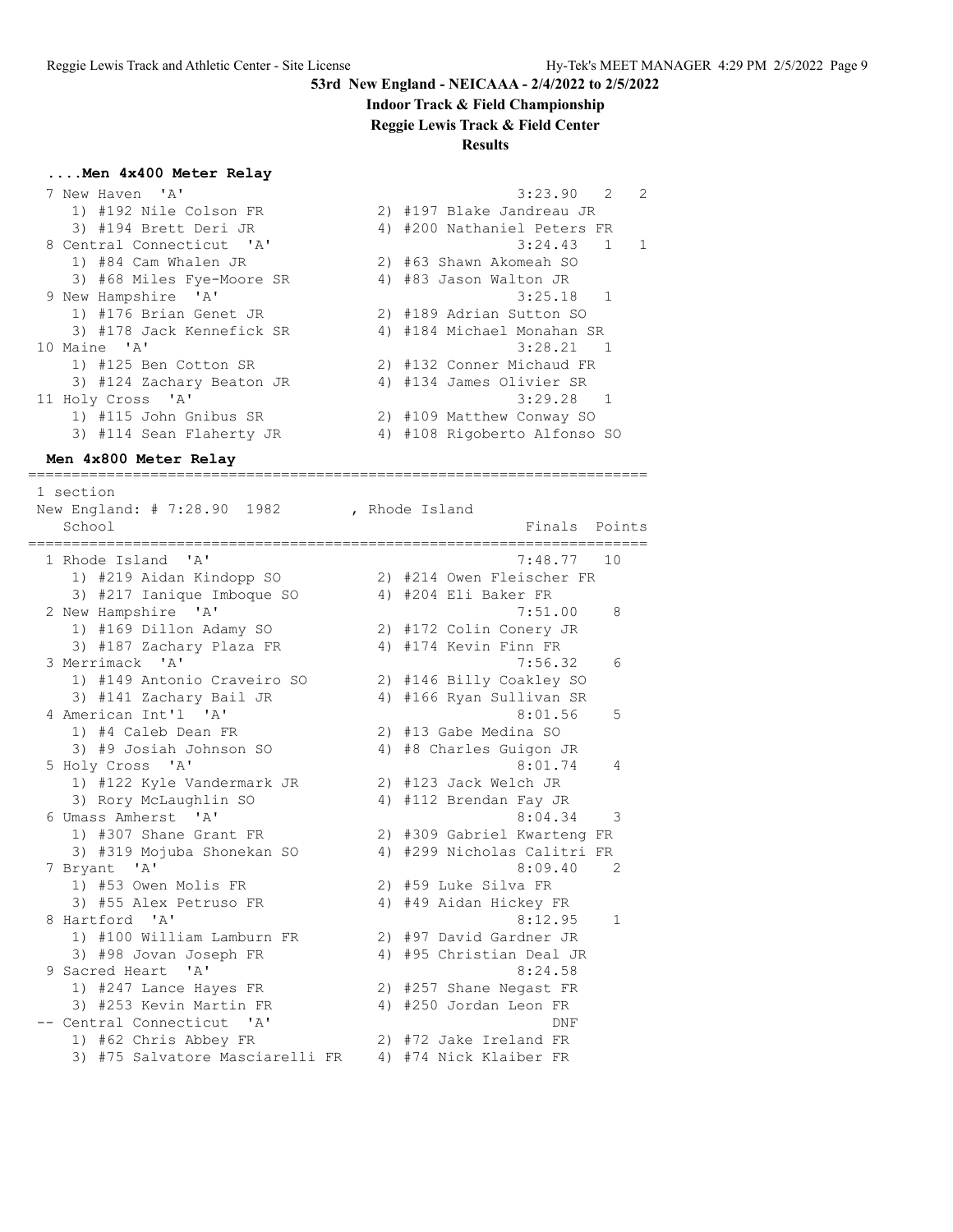**53rd New England - NEICAAA - 2/4/2022 to 2/5/2022**

**Indoor Track & Field Championship**

**Reggie Lewis Track & Field Center**

**Results**

### ....Men 4x400 Meter Relay

```
  7 New Haven  'A'                                    3:23.90   2   2 
     1) #192 Nile Colson FR             2) #197 Blake Jandreau JR       
     3) #194 Brett Deri JR              4) #200 Nathaniel Peters FR     
  8 Central Connecticut  'A'                          3:24.43   1   1 
     1) #84 Cam Whalen JR               2) #63 Shawn Akomeah SO         
     3) #68 Miles Fye-Moore SR          4) #83 Jason Walton JR          
  9 New Hampshire  'A'                                3:25.18   1     
     1) #176 Brian Genet JR             2) #189 Adrian Sutton SO        
     3) #178 Jack Kennefick SR          4) #184 Michael Monahan SR      
 10 Maine  'A'                                        3:28.21   1     
     1) #125 Ben Cotton SR              2) #132 Conner Michaud FR       
     3) #124 Zachary Beaton JR          4) #134 James Olivier SR        
 11 Holy Cross  'A'                                   3:29.28   1     
     1) #115 John Gnibus SR             2) #109 Matthew Conway SO       
     3) #114 Sean Flaherty JR           4) #108 Rigoberto Alfonso SO    
```

### Men 4x800 Meter Relay

```
=======================================================================
 1 section
 New England: # 7:28.90  1982        , Rhode Island                    
    School                                            Finals  Points 
=======================================================================
  1 Rhode Island  'A'                                 7:48.77   10    
     1) #219 Aidan Kindopp SO           2) #214 Owen Fleischer FR       
     3) #217 Ianique Imboque SO         4) #204 Eli Baker FR            
  2 New Hampshire  'A'                                7:51.00    8    
     1) #169 Dillon Adamy SO            2) #172 Colin Conery JR         
     3) #187 Zachary Plaza FR           4) #174 Kevin Finn FR           
  3 Merrimack  'A'                                    7:56.32    6    
     1) #149 Antonio Craveiro SO        2) #146 Billy Coakley SO        
     3) #141 Zachary Bail JR            4) #166 Ryan Sullivan SR        
  4 American Int'l  'A'                               8:01.56    5    
     1) #4 Caleb Dean FR                2) #13 Gabe Medina SO           
     3) #9 Josiah Johnson SO            4) #8 Charles Guigon JR         
  5 Holy Cross  'A'                                   8:01.74    4    
     1) #122 Kyle Vandermark JR         2) #123 Jack Welch JR           
     3) Rory McLaughlin SO              4) #112 Brendan Fay JR          
  6 Umass Amherst  'A'                                8:04.34    3    
     1) #307 Shane Grant FR             2) #309 Gabriel Kwarteng FR     
     3) #319 Mojuba Shonekan SO         4) #299 Nicholas Calitri FR     
  7 Bryant  'A'                                       8:09.40    2    
     1) #53 Owen Molis FR               2) #59 Luke Silva FR            
     3) #55 Alex Petruso FR             4) #49 Aidan Hickey FR          
  8 Hartford  'A'                                     8:12.95    1    
     1) #100 William Lamburn FR         2) #97 David Gardner JR         
     3) #98 Jovan Joseph FR             4) #95 Christian Deal JR        
  9 Sacred Heart  'A'                                 8:24.58         
     1) #247 Lance Hayes FR             2) #257 Shane Negast FR         
     3) #253 Kevin Martin FR            4) #250 Jordan Leon FR          
 -- Central Connecticut  'A'                              DNF         
     1) #62 Chris Abbey FR              2) #72 Jake Ireland FR          
     3) #75 Salvatore Masciarelli FR    4) #74 Nick Klaiber FR          
```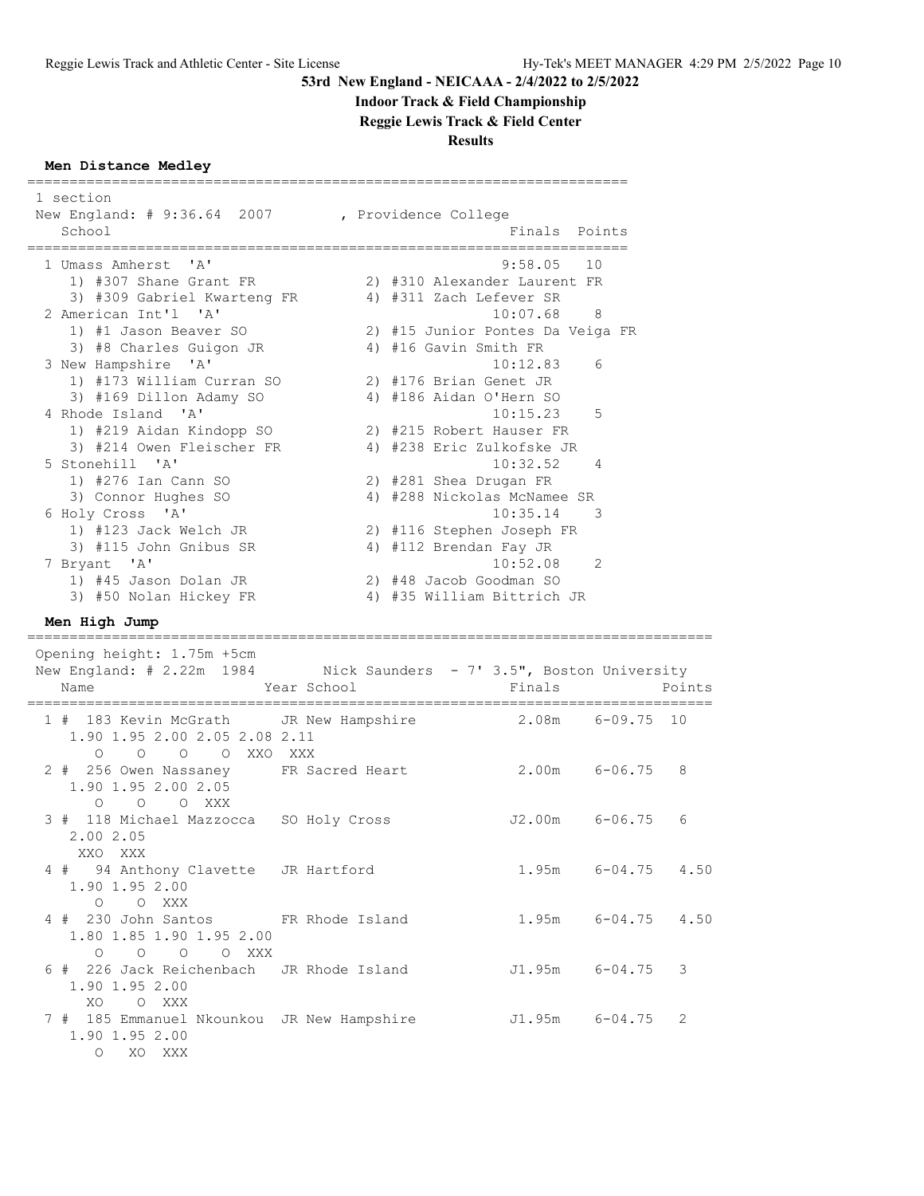# 53rd New England - NEICAAA - 2/4/2022 to 2/5/2022

## Indoor Track & Field Championship

## Reggie Lewis Track & Field Center

## Results

### Men Distance Medley

1 section

New England: # 9:36.64 2007 , Providence College

| Place | School | Finals | Points |
|---|---|---|---|
| 1 | Umass Amherst 'A' | 9:58.05 | 10 |
| | 1) #307 Shane Grant FR; 2) #310 Alexander Laurent FR; 3) #309 Gabriel Kwarteng FR; 4) #311 Zach Lefever SR | | |
| 2 | American Int'l 'A' | 10:07.68 | 8 |
| | 1) #1 Jason Beaver SO; 2) #15 Junior Pontes Da Veiga FR; 3) #8 Charles Guigon JR; 4) #16 Gavin Smith FR | | |
| 3 | New Hampshire 'A' | 10:12.83 | 6 |
| | 1) #173 William Curran SO; 2) #176 Brian Genet JR; 3) #169 Dillon Adamy SO; 4) #186 Aidan O'Hern SO | | |
| 4 | Rhode Island 'A' | 10:15.23 | 5 |
| | 1) #219 Aidan Kindopp SO; 2) #215 Robert Hauser FR; 3) #214 Owen Fleischer FR; 4) #238 Eric Zulkofske JR | | |
| 5 | Stonehill 'A' | 10:32.52 | 4 |
| | 1) #276 Ian Cann SO; 2) #281 Shea Drugan FR; 3) Connor Hughes SO; 4) #288 Nickolas McNamee SR | | |
| 6 | Holy Cross 'A' | 10:35.14 | 3 |
| | 1) #123 Jack Welch JR; 2) #116 Stephen Joseph FR; 3) #115 John Gnibus SR; 4) #112 Brendan Fay JR | | |
| 7 | Bryant 'A' | 10:52.08 | 2 |
| | 1) #45 Jason Dolan JR; 2) #48 Jacob Goodman SO; 3) #50 Nolan Hickey FR; 4) #35 William Bittrich JR | | |

### Men High Jump

Opening height: 1.75m +5cm

New England: # 2.22m 1984 Nick Saunders - 7' 3.5", Boston University

| Place | Name | Year | School | Finals | | Points |
|---|---|---|---|---|---|---|
| 1 | # 183 Kevin McGrath | JR | New Hampshire | 2.08m | 6-09.75 | 10 |
| | 1.90 O, 1.95 O, 2.00 O, 2.05 O, 2.08 XXO, 2.11 XXX | | | | | |
| 2 | # 256 Owen Nassaney | FR | Sacred Heart | 2.00m | 6-06.75 | 8 |
| | 1.90 O, 1.95 O, 2.00 O, 2.05 XXX | | | | | |
| 3 | # 118 Michael Mazzocca | SO | Holy Cross | J2.00m | 6-06.75 | 6 |
| | 2.00 XXO, 2.05 XXX | | | | | |
| 4 | # 94 Anthony Clavette | JR | Hartford | 1.95m | 6-04.75 | 4.50 |
| | 1.90 O, 1.95 O, 2.00 XXX | | | | | |
| 4 | # 230 John Santos | FR | Rhode Island | 1.95m | 6-04.75 | 4.50 |
| | 1.80 O, 1.85 O, 1.90 O, 1.95 O, 2.00 XXX | | | | | |
| 6 | # 226 Jack Reichenbach | JR | Rhode Island | J1.95m | 6-04.75 | 3 |
| | 1.90 XO, 1.95 O, 2.00 XXX | | | | | |
| 7 | # 185 Emmanuel Nkounkou | JR | New Hampshire | J1.95m | 6-04.75 | 2 |
| | 1.90 O, 1.95 XO, 2.00 XXX | | | | | |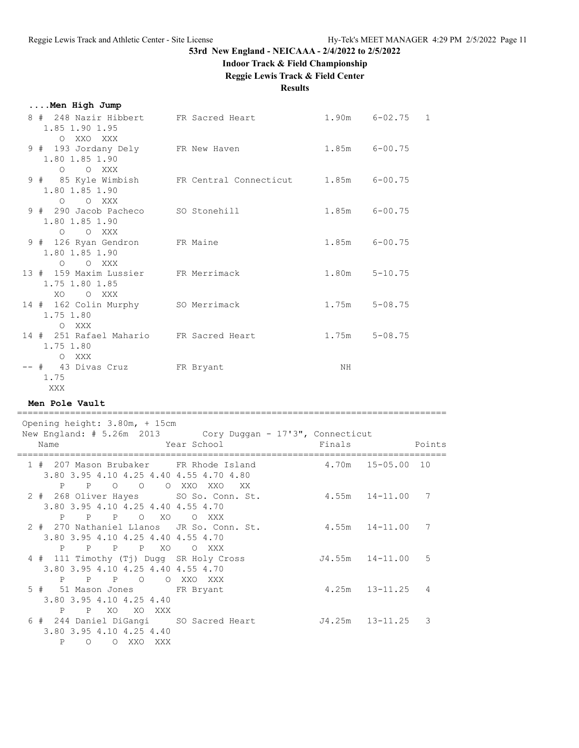**53rd New England - NEICAAA - 2/4/2022 to 2/5/2022**

**Indoor Track & Field Championship**

**Reggie Lewis Track & Field Center**

**Results**

### ....Men High Jump

```
  8 #  248 Nazir Hibbert      FR Sacred Heart             1.90m    6-02.75   1
     1.85 1.90 1.95
        O  XXO  XXX
  9 #  193 Jordany Dely       FR New Haven                1.85m    6-00.75
     1.80 1.85 1.90
        O    O  XXX
  9 #   85 Kyle Wimbish       FR Central Connecticut      1.85m    6-00.75
     1.80 1.85 1.90
        O    O  XXX
  9 #  290 Jacob Pacheco      SO Stonehill                1.85m    6-00.75
     1.80 1.85 1.90
        O    O  XXX
  9 #  126 Ryan Gendron       FR Maine                    1.85m    6-00.75
     1.80 1.85 1.90
        O    O  XXX
 13 #  159 Maxim Lussier      FR Merrimack                1.80m    5-10.75
     1.75 1.80 1.85
       XO    O  XXX
 14 #  162 Colin Murphy       SO Merrimack                1.75m    5-08.75
     1.75 1.80
        O  XXX
 14 #  251 Rafael Mahario     FR Sacred Heart             1.75m    5-08.75
     1.75 1.80
        O  XXX
 -- #   43 Divas Cruz         FR Bryant                      NH
     1.75
      XXX
```

### Men Pole Vault

```
=================================================================================
 Opening height: 3.80m, + 15cm
 New England: # 5.26m  2013        Cory Duggan - 17'3", Connecticut
    Name                    Year School                  Finals            Points
=================================================================================
  1 #  207 Mason Brubaker     FR Rhode Island             4.70m   15-05.00  10
     3.80 3.95 4.10 4.25 4.40 4.55 4.70 4.80
        P    P    O    O    O  XXO  XXO   XX
  2 #  268 Oliver Hayes       SO So. Conn. St.            4.55m   14-11.00   7
     3.80 3.95 4.10 4.25 4.40 4.55 4.70
        P    P    P    O   XO    O  XXX
  2 #  270 Nathaniel Llanos   JR So. Conn. St.            4.55m   14-11.00   7
     3.80 3.95 4.10 4.25 4.40 4.55 4.70
        P    P    P    P   XO    O  XXX
  4 #  111 Timothy (Tj) Dugg  SR Holy Cross              J4.55m   14-11.00   5
     3.80 3.95 4.10 4.25 4.40 4.55 4.70
        P    P    P    O    O  XXO  XXX
  5 #   51 Mason Jones        FR Bryant                   4.25m   13-11.25   4
     3.80 3.95 4.10 4.25 4.40
        P    P   XO   XO  XXX
  6 #  244 Daniel DiGangi     SO Sacred Heart            J4.25m   13-11.25   3
     3.80 3.95 4.10 4.25 4.40
        P    O    O  XXO  XXX
```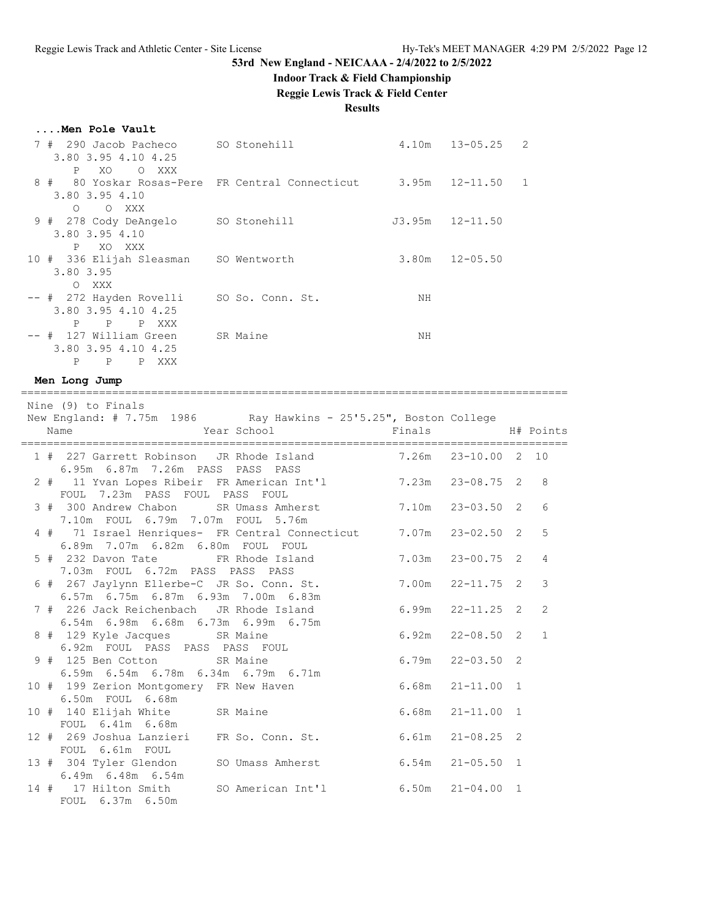53rd New England - NEICAAA - 2/4/2022 to 2/5/2022

**Indoor Track & Field Championship**

**Reggie Lewis Track & Field Center**

**Results**

### ....Men Pole Vault

| Place | # | Name | Year | School | Finals | | Points |
|---|---|---|---|---|---|---|---|
| 7 | 290 | Jacob Pacheco | SO | Stonehill | 4.10m | 13-05.25 | 2 |
| | | 3.80 3.95 4.10 4.25 / P XO O XXX | | | | | |
| 8 | 80 | Yoskar Rosas-Pere | FR | Central Connecticut | 3.95m | 12-11.50 | 1 |
| | | 3.80 3.95 4.10 / O O XXX | | | | | |
| 9 | 278 | Cody DeAngelo | SO | Stonehill | J3.95m | 12-11.50 | |
| | | 3.80 3.95 4.10 / P XO XXX | | | | | |
| 10 | 336 | Elijah Sleasman | SO | Wentworth | 3.80m | 12-05.50 | |
| | | 3.80 3.95 / O XXX | | | | | |
| -- | 272 | Hayden Rovelli | SO | So. Conn. St. | NH | | |
| | | 3.80 3.95 4.10 4.25 / P P P XXX | | | | | |
| -- | 127 | William Green | SR | Maine | NH | | |
| | | 3.80 3.95 4.10 4.25 / P P P XXX | | | | | |

### Men Long Jump

Nine (9) to Finals

New England: # 7.75m 1986 Ray Hawkins - 25'5.25", Boston College

| Place | # | Name | Year | School | Finals | | H# | Points |
|---|---|---|---|---|---|---|---|---|
| 1 | 227 | Garrett Robinson | JR | Rhode Island | 7.26m | 23-10.00 | 2 | 10 |
| | | 6.95m 6.87m 7.26m PASS PASS PASS | | | | | | |
| 2 | 11 | Yvan Lopes Ribeir | FR | American Int'l | 7.23m | 23-08.75 | 2 | 8 |
| | | FOUL 7.23m PASS FOUL PASS FOUL | | | | | | |
| 3 | 300 | Andrew Chabon | SR | Umass Amherst | 7.10m | 23-03.50 | 2 | 6 |
| | | 7.10m FOUL 6.79m 7.07m FOUL 5.76m | | | | | | |
| 4 | 71 | Israel Henriques- | FR | Central Connecticut | 7.07m | 23-02.50 | 2 | 5 |
| | | 6.89m 7.07m 6.82m 6.80m FOUL FOUL | | | | | | |
| 5 | 232 | Davon Tate | FR | Rhode Island | 7.03m | 23-00.75 | 2 | 4 |
| | | 7.03m FOUL 6.72m PASS PASS PASS | | | | | | |
| 6 | 267 | Jaylynn Ellerbe-C | JR | So. Conn. St. | 7.00m | 22-11.75 | 2 | 3 |
| | | 6.57m 6.75m 6.87m 6.93m 7.00m 6.83m | | | | | | |
| 7 | 226 | Jack Reichenbach | JR | Rhode Island | 6.99m | 22-11.25 | 2 | 2 |
| | | 6.54m 6.98m 6.68m 6.73m 6.99m 6.75m | | | | | | |
| 8 | 129 | Kyle Jacques | SR | Maine | 6.92m | 22-08.50 | 2 | 1 |
| | | 6.92m FOUL PASS PASS PASS FOUL | | | | | | |
| 9 | 125 | Ben Cotton | SR | Maine | 6.79m | 22-03.50 | 2 | |
| | | 6.59m 6.54m 6.78m 6.34m 6.79m 6.71m | | | | | | |
| 10 | 199 | Zerion Montgomery | FR | New Haven | 6.68m | 21-11.00 | 1 | |
| | | 6.50m FOUL 6.68m | | | | | | |
| 10 | 140 | Elijah White | SR | Maine | 6.68m | 21-11.00 | 1 | |
| | | FOUL 6.41m 6.68m | | | | | | |
| 12 | 269 | Joshua Lanzieri | FR | So. Conn. St. | 6.61m | 21-08.25 | 2 | |
| | | FOUL 6.61m FOUL | | | | | | |
| 13 | 304 | Tyler Glendon | SO | Umass Amherst | 6.54m | 21-05.50 | 1 | |
| | | 6.49m 6.48m 6.54m | | | | | | |
| 14 | 17 | Hilton Smith | SO | American Int'l | 6.50m | 21-04.00 | 1 | |
| | | FOUL 6.37m 6.50m | | | | | | |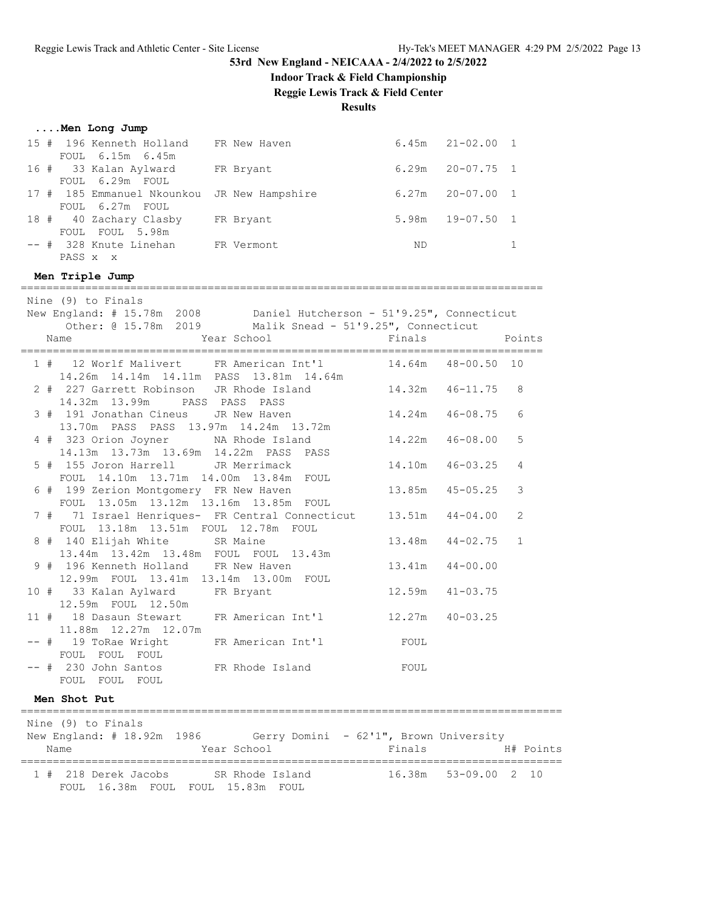# 53rd New England - NEICAAA - 2/4/2022 to 2/5/2022

## Indoor Track & Field Championship

## Reggie Lewis Track & Field Center

## Results

### ....Men Long Jump

| Place | Name | Year | School | Finals | | Points |
|---|---|---|---|---|---|---|
| 15 # | 196 Kenneth Holland | FR | New Haven | 6.45m | 21-02.00 | 1 |
| | FOUL 6.15m 6.45m | | | | | |
| 16 # | 33 Kalan Aylward | FR | Bryant | 6.29m | 20-07.75 | 1 |
| | FOUL 6.29m FOUL | | | | | |
| 17 # | 185 Emmanuel Nkounkou | JR | New Hampshire | 6.27m | 20-07.00 | 1 |
| | FOUL 6.27m FOUL | | | | | |
| 18 # | 40 Zachary Clasby | FR | Bryant | 5.98m | 19-07.50 | 1 |
| | FOUL FOUL 5.98m | | | | | |
| -- # | 328 Knute Linehan | FR | Vermont | ND | | 1 |
| | PASS x x | | | | | |

### Men Triple Jump

Nine (9) to Finals
New England: # 15.78m 2008 Daniel Hutcherson - 51'9.25", Connecticut
Other: @ 15.78m 2019 Malik Snead - 51'9.25", Connecticut

| Place | Name | Year | School | Finals | | Points |
|---|---|---|---|---|---|---|
| 1 # | 12 Worlf Malivert | FR | American Int'l | 14.64m | 48-00.50 | 10 |
| | 14.26m 14.14m 14.11m PASS 13.81m 14.64m | | | | | |
| 2 # | 227 Garrett Robinson | JR | Rhode Island | 14.32m | 46-11.75 | 8 |
| | 14.32m 13.99m PASS PASS PASS | | | | | |
| 3 # | 191 Jonathan Cineus | JR | New Haven | 14.24m | 46-08.75 | 6 |
| | 13.70m PASS PASS 13.97m 14.24m 13.72m | | | | | |
| 4 # | 323 Orion Joyner | NA | Rhode Island | 14.22m | 46-08.00 | 5 |
| | 14.13m 13.73m 13.69m 14.22m PASS PASS | | | | | |
| 5 # | 155 Joron Harrell | JR | Merrimack | 14.10m | 46-03.25 | 4 |
| | FOUL 14.10m 13.71m 14.00m 13.84m FOUL | | | | | |
| 6 # | 199 Zerion Montgomery | FR | New Haven | 13.85m | 45-05.25 | 3 |
| | FOUL 13.05m 13.12m 13.16m 13.85m FOUL | | | | | |
| 7 # | 71 Israel Henriques- | FR | Central Connecticut | 13.51m | 44-04.00 | 2 |
| | FOUL 13.18m 13.51m FOUL 12.78m FOUL | | | | | |
| 8 # | 140 Elijah White | SR | Maine | 13.48m | 44-02.75 | 1 |
| | 13.44m 13.42m 13.48m FOUL FOUL 13.43m | | | | | |
| 9 # | 196 Kenneth Holland | FR | New Haven | 13.41m | 44-00.00 | |
| | 12.99m FOUL 13.41m 13.14m 13.00m FOUL | | | | | |
| 10 # | 33 Kalan Aylward | FR | Bryant | 12.59m | 41-03.75 | |
| | 12.59m FOUL 12.50m | | | | | |
| 11 # | 18 Dasaun Stewart | FR | American Int'l | 12.27m | 40-03.25 | |
| | 11.88m 12.27m 12.07m | | | | | |
| -- # | 19 ToRae Wright | FR | American Int'l | FOUL | | |
| | FOUL FOUL FOUL | | | | | |
| -- # | 230 John Santos | FR | Rhode Island | FOUL | | |
| | FOUL FOUL FOUL | | | | | |

### Men Shot Put

Nine (9) to Finals
New England: # 18.92m 1986 Gerry Domini - 62'1", Brown University

| Place | Name | Year | School | Finals | | H# | Points |
|---|---|---|---|---|---|---|---|
| 1 # | 218 Derek Jacobs | SR | Rhode Island | 16.38m | 53-09.00 | 2 | 10 |
| | FOUL 16.38m FOUL FOUL 15.83m FOUL | | | | | | |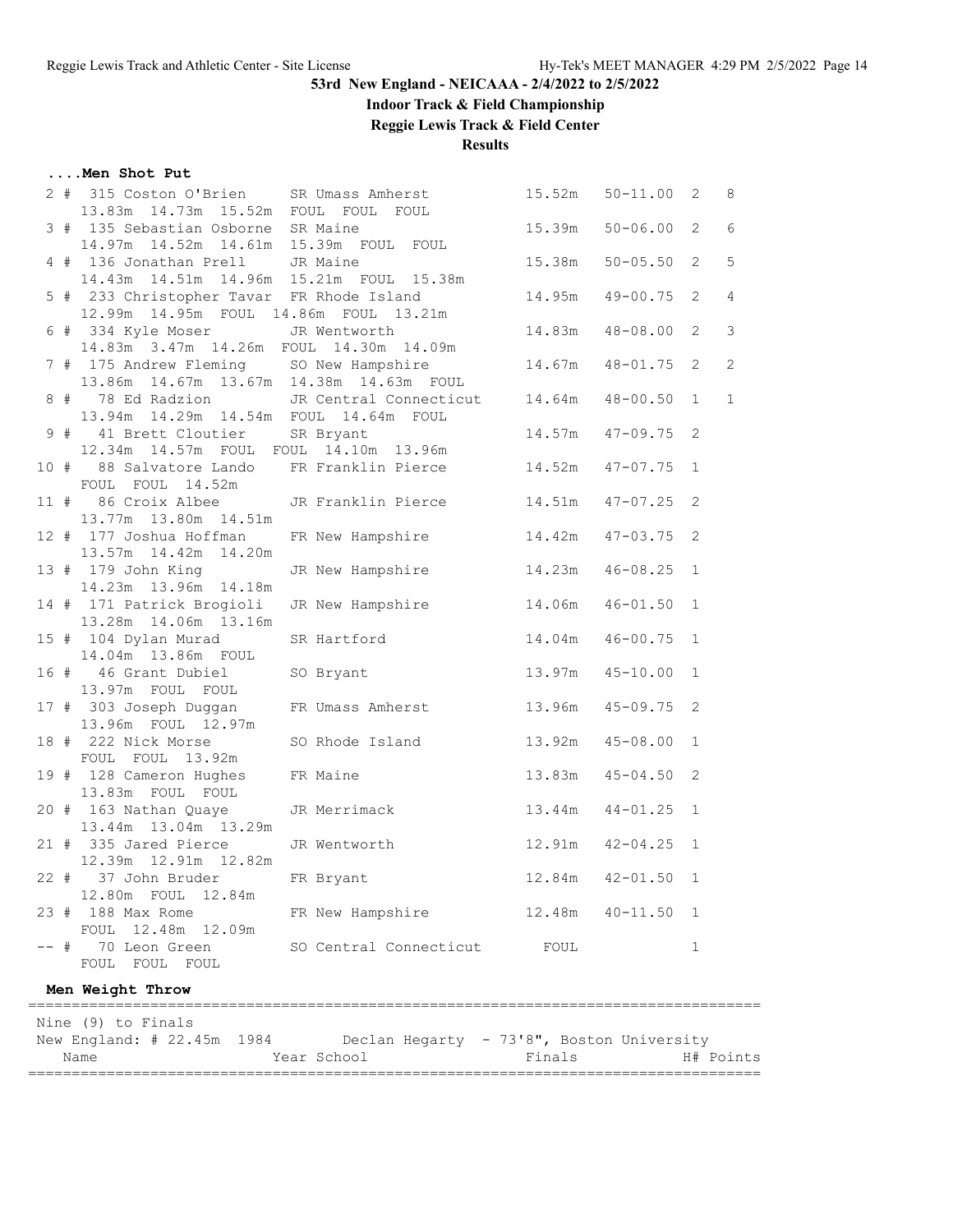# 53rd New England - NEICAAA - 2/4/2022 to 2/5/2022

## Indoor Track & Field Championship

## Reggie Lewis Track & Field Center

## Results

### ....Men Shot Put

| Place | # | Name | Year | School | Finals | Imperial | H# | Points |
|---|---|---|---|---|---|---|---|---|
| 2 | 315 | Coston O'Brien | SR | Umass Amherst | 15.52m | 50-11.00 | 2 | 8 |
| | | 13.83m 14.73m 15.52m FOUL FOUL FOUL | | | | | | |
| 3 | 135 | Sebastian Osborne | SR | Maine | 15.39m | 50-06.00 | 2 | 6 |
| | | 14.97m 14.52m 14.61m 15.39m FOUL FOUL | | | | | | |
| 4 | 136 | Jonathan Prell | JR | Maine | 15.38m | 50-05.50 | 2 | 5 |
| | | 14.43m 14.51m 14.96m 15.21m FOUL 15.38m | | | | | | |
| 5 | 233 | Christopher Tavar | FR | Rhode Island | 14.95m | 49-00.75 | 2 | 4 |
| | | 12.99m 14.95m FOUL 14.86m FOUL 13.21m | | | | | | |
| 6 | 334 | Kyle Moser | JR | Wentworth | 14.83m | 48-08.00 | 2 | 3 |
| | | 14.83m 3.47m 14.26m FOUL 14.30m 14.09m | | | | | | |
| 7 | 175 | Andrew Fleming | SO | New Hampshire | 14.67m | 48-01.75 | 2 | 2 |
| | | 13.86m 14.67m 13.67m 14.38m 14.63m FOUL | | | | | | |
| 8 | 78 | Ed Radzion | JR | Central Connecticut | 14.64m | 48-00.50 | 1 | 1 |
| | | 13.94m 14.29m 14.54m FOUL 14.64m FOUL | | | | | | |
| 9 | 41 | Brett Cloutier | SR | Bryant | 14.57m | 47-09.75 | 2 | |
| | | 12.34m 14.57m FOUL FOUL 14.10m 13.96m | | | | | | |
| 10 | 88 | Salvatore Lando | FR | Franklin Pierce | 14.52m | 47-07.75 | 1 | |
| | | FOUL FOUL 14.52m | | | | | | |
| 11 | 86 | Croix Albee | JR | Franklin Pierce | 14.51m | 47-07.25 | 2 | |
| | | 13.77m 13.80m 14.51m | | | | | | |
| 12 | 177 | Joshua Hoffman | FR | New Hampshire | 14.42m | 47-03.75 | 2 | |
| | | 13.57m 14.42m 14.20m | | | | | | |
| 13 | 179 | John King | JR | New Hampshire | 14.23m | 46-08.25 | 1 | |
| | | 14.23m 13.96m 14.18m | | | | | | |
| 14 | 171 | Patrick Brogioli | JR | New Hampshire | 14.06m | 46-01.50 | 1 | |
| | | 13.28m 14.06m 13.16m | | | | | | |
| 15 | 104 | Dylan Murad | SR | Hartford | 14.04m | 46-00.75 | 1 | |
| | | 14.04m 13.86m FOUL | | | | | | |
| 16 | 46 | Grant Dubiel | SO | Bryant | 13.97m | 45-10.00 | 1 | |
| | | 13.97m FOUL FOUL | | | | | | |
| 17 | 303 | Joseph Duggan | FR | Umass Amherst | 13.96m | 45-09.75 | 2 | |
| | | 13.96m FOUL 12.97m | | | | | | |
| 18 | 222 | Nick Morse | SO | Rhode Island | 13.92m | 45-08.00 | 1 | |
| | | FOUL FOUL 13.92m | | | | | | |
| 19 | 128 | Cameron Hughes | FR | Maine | 13.83m | 45-04.50 | 2 | |
| | | 13.83m FOUL FOUL | | | | | | |
| 20 | 163 | Nathan Quaye | JR | Merrimack | 13.44m | 44-01.25 | 1 | |
| | | 13.44m 13.04m 13.29m | | | | | | |
| 21 | 335 | Jared Pierce | JR | Wentworth | 12.91m | 42-04.25 | 1 | |
| | | 12.39m 12.91m 12.82m | | | | | | |
| 22 | 37 | John Bruder | FR | Bryant | 12.84m | 42-01.50 | 1 | |
| | | 12.80m FOUL 12.84m | | | | | | |
| 23 | 188 | Max Rome | FR | New Hampshire | 12.48m | 40-11.50 | 1 | |
| | | FOUL 12.48m 12.09m | | | | | | |
| -- | 70 | Leon Green | SO | Central Connecticut | FOUL | | 1 | |
| | | FOUL FOUL FOUL | | | | | | |

### Men Weight Throw

Nine (9) to Finals

New England: # 22.45m 1984 Declan Hegarty - 73'8", Boston University

| Name | Year | School | Finals | H# | Points |
|---|---|---|---|---|---|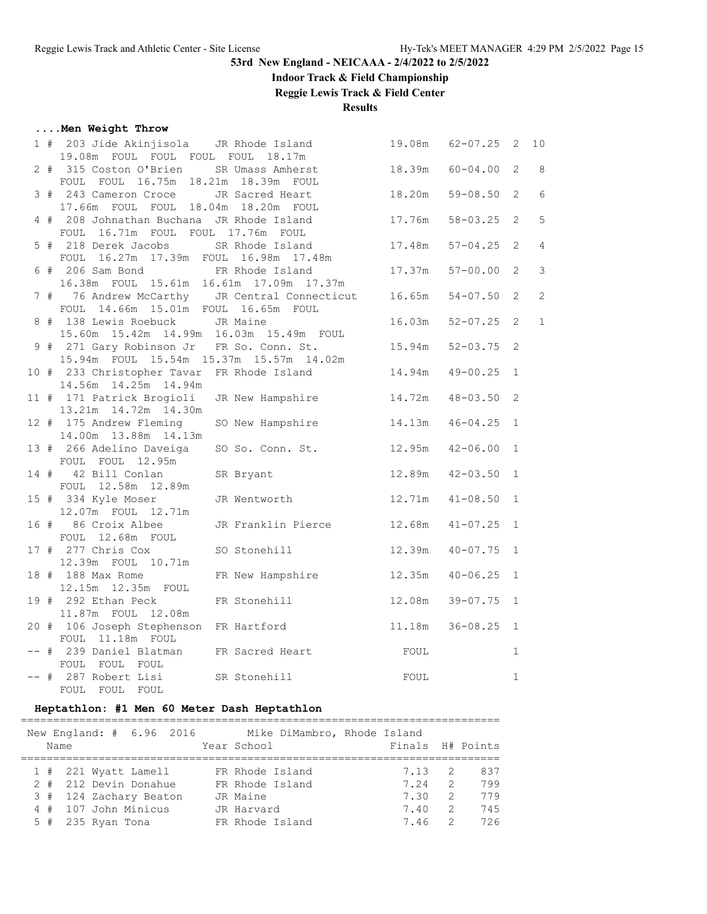# 53rd New England - NEICAAA - 2/4/2022 to 2/5/2022

## Indoor Track & Field Championship

## Reggie Lewis Track & Field Center

## Results

### ....Men Weight Throw

| Place | Name | Year | School | Finals | | H# | Points |
|---|---|---|---|---|---|---|---|
| 1 # | 203 Jide Akinjisola | JR | Rhode Island | 19.08m | 62-07.25 | 2 | 10 |
| | 19.08m FOUL FOUL FOUL FOUL 18.17m | | | | | | |
| 2 # | 315 Coston O'Brien | SR | Umass Amherst | 18.39m | 60-04.00 | 2 | 8 |
| | FOUL FOUL 16.75m 18.21m 18.39m FOUL | | | | | | |
| 3 # | 243 Cameron Croce | JR | Sacred Heart | 18.20m | 59-08.50 | 2 | 6 |
| | 17.66m FOUL FOUL 18.04m 18.20m FOUL | | | | | | |
| 4 # | 208 Johnathan Buchana | JR | Rhode Island | 17.76m | 58-03.25 | 2 | 5 |
| | FOUL 16.71m FOUL FOUL 17.76m FOUL | | | | | | |
| 5 # | 218 Derek Jacobs | SR | Rhode Island | 17.48m | 57-04.25 | 2 | 4 |
| | FOUL 16.27m 17.39m FOUL 16.98m 17.48m | | | | | | |
| 6 # | 206 Sam Bond | FR | Rhode Island | 17.37m | 57-00.00 | 2 | 3 |
| | 16.38m FOUL 15.61m 16.61m 17.09m 17.37m | | | | | | |
| 7 # | 76 Andrew McCarthy | JR | Central Connecticut | 16.65m | 54-07.50 | 2 | 2 |
| | FOUL 14.66m 15.01m FOUL 16.65m FOUL | | | | | | |
| 8 # | 138 Lewis Roebuck | JR | Maine | 16.03m | 52-07.25 | 2 | 1 |
| | 15.60m 15.42m 14.99m 16.03m 15.49m FOUL | | | | | | |
| 9 # | 271 Gary Robinson Jr | FR | So. Conn. St. | 15.94m | 52-03.75 | 2 | |
| | 15.94m FOUL 15.54m 15.37m 15.57m 14.02m | | | | | | |
| 10 # | 233 Christopher Tavar | FR | Rhode Island | 14.94m | 49-00.25 | 1 | |
| | 14.56m 14.25m 14.94m | | | | | | |
| 11 # | 171 Patrick Brogioli | JR | New Hampshire | 14.72m | 48-03.50 | 2 | |
| | 13.21m 14.72m 14.30m | | | | | | |
| 12 # | 175 Andrew Fleming | SO | New Hampshire | 14.13m | 46-04.25 | 1 | |
| | 14.00m 13.88m 14.13m | | | | | | |
| 13 # | 266 Adelino Daveiga | SO | So. Conn. St. | 12.95m | 42-06.00 | 1 | |
| | FOUL FOUL 12.95m | | | | | | |
| 14 # | 42 Bill Conlan | SR | Bryant | 12.89m | 42-03.50 | 1 | |
| | FOUL 12.58m 12.89m | | | | | | |
| 15 # | 334 Kyle Moser | JR | Wentworth | 12.71m | 41-08.50 | 1 | |
| | 12.07m FOUL 12.71m | | | | | | |
| 16 # | 86 Croix Albee | JR | Franklin Pierce | 12.68m | 41-07.25 | 1 | |
| | FOUL 12.68m FOUL | | | | | | |
| 17 # | 277 Chris Cox | SO | Stonehill | 12.39m | 40-07.75 | 1 | |
| | 12.39m FOUL 10.71m | | | | | | |
| 18 # | 188 Max Rome | FR | New Hampshire | 12.35m | 40-06.25 | 1 | |
| | 12.15m 12.35m FOUL | | | | | | |
| 19 # | 292 Ethan Peck | FR | Stonehill | 12.08m | 39-07.75 | 1 | |
| | 11.87m FOUL 12.08m | | | | | | |
| 20 # | 106 Joseph Stephenson | FR | Hartford | 11.18m | 36-08.25 | 1 | |
| | FOUL 11.18m FOUL | | | | | | |
| -- # | 239 Daniel Blatman | FR | Sacred Heart | FOUL | | 1 | |
| | FOUL FOUL FOUL | | | | | | |
| -- # | 287 Robert Lisi | SR | Stonehill | FOUL | | 1 | |
| | FOUL FOUL FOUL | | | | | | |

### Heptathlon: #1 Men 60 Meter Dash Heptathlon

New England: # 6.96 2016 Mike DiMambro, Rhode Island

| Place | Name | Year | School | Finals | H# | Points |
|---|---|---|---|---|---|---|
| 1 # | 221 Wyatt Lamell | FR | Rhode Island | 7.13 | 2 | 837 |
| 2 # | 212 Devin Donahue | FR | Rhode Island | 7.24 | 2 | 799 |
| 3 # | 124 Zachary Beaton | JR | Maine | 7.30 | 2 | 779 |
| 4 # | 107 John Minicus | JR | Harvard | 7.40 | 2 | 745 |
| 5 # | 235 Ryan Tona | FR | Rhode Island | 7.46 | 2 | 726 |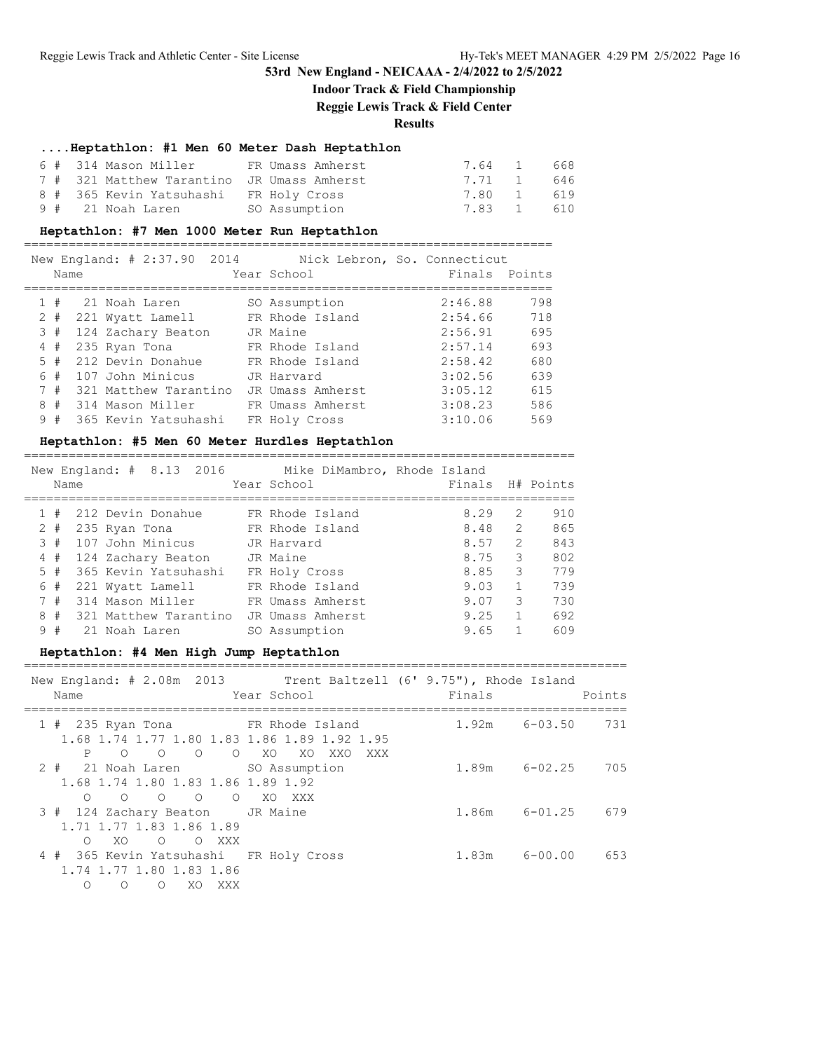# 53rd New England - NEICAAA - 2/4/2022 to 2/5/2022

## Indoor Track & Field Championship

## Reggie Lewis Track & Field Center

## Results

### ....Heptathlon: #1 Men 60 Meter Dash Heptathlon

| Place | Name | Year School | Finals | H# | Points |
|---|---|---|---|---|---|
| 6 # | 314 Mason Miller | FR Umass Amherst | 7.64 | 1 | 668 |
| 7 # | 321 Matthew Tarantino | JR Umass Amherst | 7.71 | 1 | 646 |
| 8 # | 365 Kevin Yatsuhashi | FR Holy Cross | 7.80 | 1 | 619 |
| 9 # | 21 Noah Laren | SO Assumption | 7.83 | 1 | 610 |

### Heptathlon: #7 Men 1000 Meter Run Heptathlon

New England: # 2:37.90 2014 Nick Lebron, So. Connecticut

| Place | Name | Year School | Finals | Points |
|---|---|---|---|---|
| 1 # | 21 Noah Laren | SO Assumption | 2:46.88 | 798 |
| 2 # | 221 Wyatt Lamell | FR Rhode Island | 2:54.66 | 718 |
| 3 # | 124 Zachary Beaton | JR Maine | 2:56.91 | 695 |
| 4 # | 235 Ryan Tona | FR Rhode Island | 2:57.14 | 693 |
| 5 # | 212 Devin Donahue | FR Rhode Island | 2:58.42 | 680 |
| 6 # | 107 John Minicus | JR Harvard | 3:02.56 | 639 |
| 7 # | 321 Matthew Tarantino | JR Umass Amherst | 3:05.12 | 615 |
| 8 # | 314 Mason Miller | FR Umass Amherst | 3:08.23 | 586 |
| 9 # | 365 Kevin Yatsuhashi | FR Holy Cross | 3:10.06 | 569 |

### Heptathlon: #5 Men 60 Meter Hurdles Heptathlon

New England: # 8.13 2016 Mike DiMambro, Rhode Island

| Place | Name | Year School | Finals | H# | Points |
|---|---|---|---|---|---|
| 1 # | 212 Devin Donahue | FR Rhode Island | 8.29 | 2 | 910 |
| 2 # | 235 Ryan Tona | FR Rhode Island | 8.48 | 2 | 865 |
| 3 # | 107 John Minicus | JR Harvard | 8.57 | 2 | 843 |
| 4 # | 124 Zachary Beaton | JR Maine | 8.75 | 3 | 802 |
| 5 # | 365 Kevin Yatsuhashi | FR Holy Cross | 8.85 | 3 | 779 |
| 6 # | 221 Wyatt Lamell | FR Rhode Island | 9.03 | 1 | 739 |
| 7 # | 314 Mason Miller | FR Umass Amherst | 9.07 | 3 | 730 |
| 8 # | 321 Matthew Tarantino | JR Umass Amherst | 9.25 | 1 | 692 |
| 9 # | 21 Noah Laren | SO Assumption | 9.65 | 1 | 609 |

### Heptathlon: #4 Men High Jump Heptathlon

New England: # 2.08m 2013 Trent Baltzell (6' 9.75"), Rhode Island

| Place | Name | Year School | Finals | | Points |
|---|---|---|---|---|---|
| 1 # | 235 Ryan Tona | FR Rhode Island | 1.92m | 6-03.50 | 731 |
| | 1.68 1.74 1.77 1.80 1.83 1.86 1.89 1.92 1.95 | | | | |
| | P O O O O XO XO XXO XXX | | | | |
| 2 # | 21 Noah Laren | SO Assumption | 1.89m | 6-02.25 | 705 |
| | 1.68 1.74 1.80 1.83 1.86 1.89 1.92 | | | | |
| | O O O O O XO XXX | | | | |
| 3 # | 124 Zachary Beaton | JR Maine | 1.86m | 6-01.25 | 679 |
| | 1.71 1.77 1.83 1.86 1.89 | | | | |
| | O XO O O XXX | | | | |
| 4 # | 365 Kevin Yatsuhashi | FR Holy Cross | 1.83m | 6-00.00 | 653 |
| | 1.74 1.77 1.80 1.83 1.86 | | | | |
| | O O O XO XXX | | | | |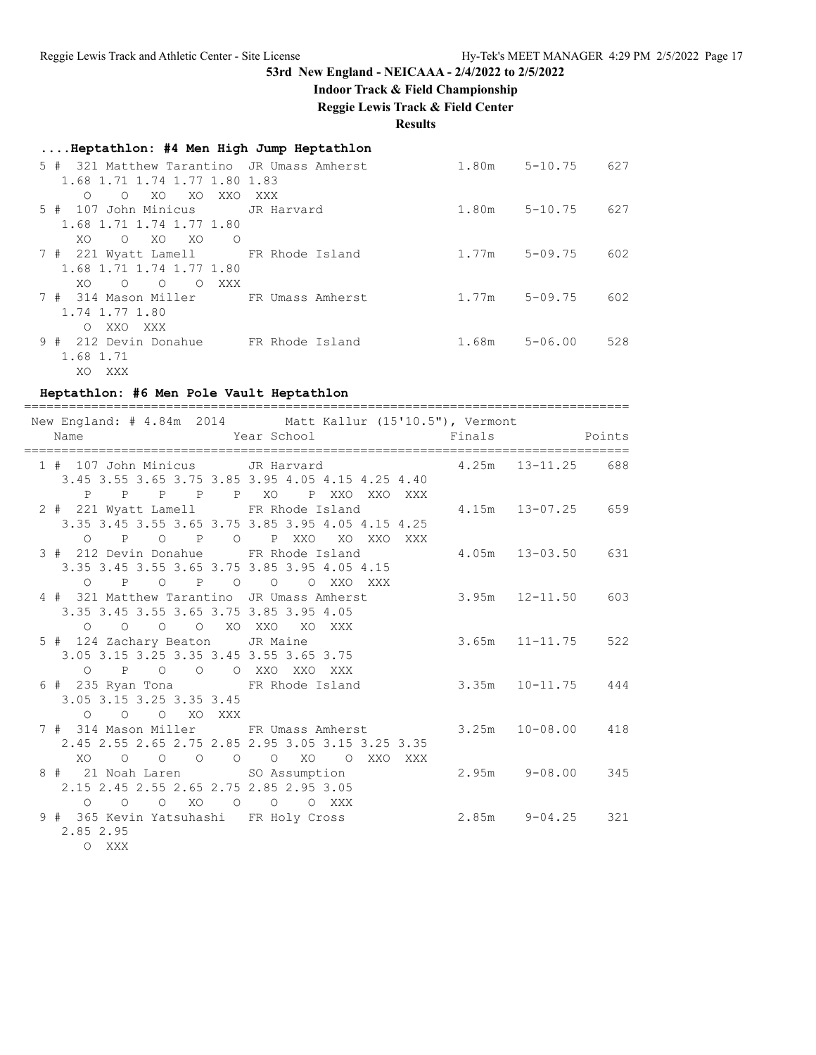# 53rd New England - NEICAAA - 2/4/2022 to 2/5/2022

## Indoor Track & Field Championship

## Reggie Lewis Track & Field Center

## Results

### ....Heptathlon: #4 Men High Jump Heptathlon

```
  5 #  321 Matthew Tarantino  JR Umass Amherst           1.80m    5-10.75    627
     1.68 1.71 1.74 1.77 1.80 1.83
        O    O   XO   XO  XXO  XXX
  5 #  107 John Minicus       JR Harvard                 1.80m    5-10.75    627
     1.68 1.71 1.74 1.77 1.80
       XO    O   XO   XO    O
  7 #  221 Wyatt Lamell       FR Rhode Island            1.77m    5-09.75    602
     1.68 1.71 1.74 1.77 1.80
       XO    O    O    O  XXX
  7 #  314 Mason Miller       FR Umass Amherst           1.77m    5-09.75    602
     1.74 1.77 1.80
        O  XXO  XXX
  9 #  212 Devin Donahue      FR Rhode Island            1.68m    5-06.00    528
     1.68 1.71
       XO  XXX
```

### Heptathlon: #6 Men Pole Vault Heptathlon

```
=================================================================================
 New England: # 4.84m  2014        Matt Kallur (15'10.5"), Vermont               
    Name                    Year School                 Finals             Points
=================================================================================
  1 #  107 John Minicus       JR Harvard                 4.25m   13-11.25    688
     3.45 3.55 3.65 3.75 3.85 3.95 4.05 4.15 4.25 4.40
        P    P    P    P    P   XO    P  XXO  XXO  XXX
  2 #  221 Wyatt Lamell       FR Rhode Island            4.15m   13-07.25    659
     3.35 3.45 3.55 3.65 3.75 3.85 3.95 4.05 4.15 4.25
        O    P    O    P    O    P  XXO   XO  XXO  XXX
  3 #  212 Devin Donahue      FR Rhode Island            4.05m   13-03.50    631
     3.35 3.45 3.55 3.65 3.75 3.85 3.95 4.05 4.15
        O    P    O    P    O    O    O  XXO  XXX
  4 #  321 Matthew Tarantino  JR Umass Amherst           3.95m   12-11.50    603
     3.35 3.45 3.55 3.65 3.75 3.85 3.95 4.05
        O    O    O    O   XO  XXO   XO  XXX
  5 #  124 Zachary Beaton     JR Maine                   3.65m   11-11.75    522
     3.05 3.15 3.25 3.35 3.45 3.55 3.65 3.75
        O    P    O    O    O  XXO  XXO  XXX
  6 #  235 Ryan Tona          FR Rhode Island            3.35m   10-11.75    444
     3.05 3.15 3.25 3.35 3.45
        O    O    O   XO  XXX
  7 #  314 Mason Miller       FR Umass Amherst           3.25m   10-08.00    418
     2.45 2.55 2.65 2.75 2.85 2.95 3.05 3.15 3.25 3.35
       XO    O    O    O    O    O   XO    O  XXO  XXX
  8 #   21 Noah Laren         SO Assumption              2.95m    9-08.00    345
     2.15 2.45 2.55 2.65 2.75 2.85 2.95 3.05
        O    O    O   XO    O    O    O  XXX
  9 #  365 Kevin Yatsuhashi   FR Holy Cross              2.85m    9-04.25    321
     2.85 2.95
        O  XXX
```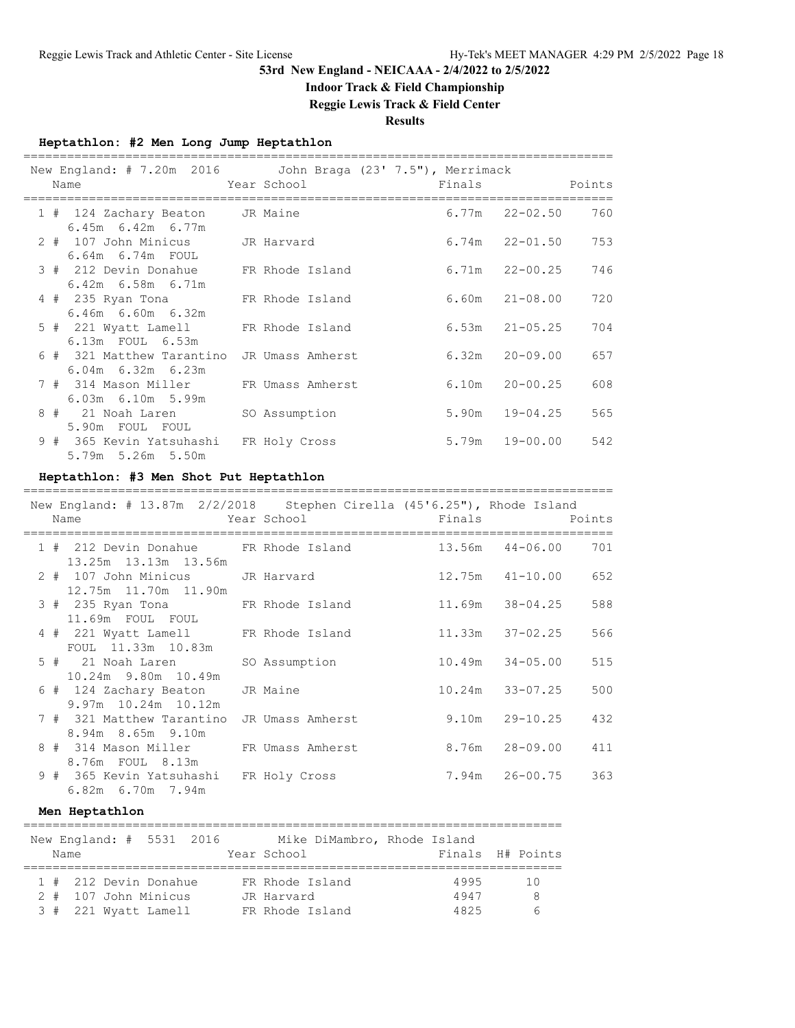## 53rd New England - NEICAAA - 2/4/2022 to 2/5/2022

### Indoor Track & Field Championship

### Reggie Lewis Track & Field Center

### Results

#### Heptathlon: #2 Men Long Jump Heptathlon

New England: # 7.20m 2016 John Braga (23' 7.5"), Merrimack

| Place | Name | Year | School | Finals | | Points |
|---|---|---|---|---|---|---|
| 1 # | 124 Zachary Beaton | JR | Maine | 6.77m | 22-02.50 | 760 |
| | 6.45m 6.42m 6.77m | | | | | |
| 2 # | 107 John Minicus | JR | Harvard | 6.74m | 22-01.50 | 753 |
| | 6.64m 6.74m FOUL | | | | | |
| 3 # | 212 Devin Donahue | FR | Rhode Island | 6.71m | 22-00.25 | 746 |
| | 6.42m 6.58m 6.71m | | | | | |
| 4 # | 235 Ryan Tona | FR | Rhode Island | 6.60m | 21-08.00 | 720 |
| | 6.46m 6.60m 6.32m | | | | | |
| 5 # | 221 Wyatt Lamell | FR | Rhode Island | 6.53m | 21-05.25 | 704 |
| | 6.13m FOUL 6.53m | | | | | |
| 6 # | 321 Matthew Tarantino | JR | Umass Amherst | 6.32m | 20-09.00 | 657 |
| | 6.04m 6.32m 6.23m | | | | | |
| 7 # | 314 Mason Miller | FR | Umass Amherst | 6.10m | 20-00.25 | 608 |
| | 6.03m 6.10m 5.99m | | | | | |
| 8 # | 21 Noah Laren | SO | Assumption | 5.90m | 19-04.25 | 565 |
| | 5.90m FOUL FOUL | | | | | |
| 9 # | 365 Kevin Yatsuhashi | FR | Holy Cross | 5.79m | 19-00.00 | 542 |
| | 5.79m 5.26m 5.50m | | | | | |

#### Heptathlon: #3 Men Shot Put Heptathlon

New England: # 13.87m 2/2/2018 Stephen Cirella (45'6.25"), Rhode Island

| Place | Name | Year | School | Finals | | Points |
|---|---|---|---|---|---|---|
| 1 # | 212 Devin Donahue | FR | Rhode Island | 13.56m | 44-06.00 | 701 |
| | 13.25m 13.13m 13.56m | | | | | |
| 2 # | 107 John Minicus | JR | Harvard | 12.75m | 41-10.00 | 652 |
| | 12.75m 11.70m 11.90m | | | | | |
| 3 # | 235 Ryan Tona | FR | Rhode Island | 11.69m | 38-04.25 | 588 |
| | 11.69m FOUL FOUL | | | | | |
| 4 # | 221 Wyatt Lamell | FR | Rhode Island | 11.33m | 37-02.25 | 566 |
| | FOUL 11.33m 10.83m | | | | | |
| 5 # | 21 Noah Laren | SO | Assumption | 10.49m | 34-05.00 | 515 |
| | 10.24m 9.80m 10.49m | | | | | |
| 6 # | 124 Zachary Beaton | JR | Maine | 10.24m | 33-07.25 | 500 |
| | 9.97m 10.24m 10.12m | | | | | |
| 7 # | 321 Matthew Tarantino | JR | Umass Amherst | 9.10m | 29-10.25 | 432 |
| | 8.94m 8.65m 9.10m | | | | | |
| 8 # | 314 Mason Miller | FR | Umass Amherst | 8.76m | 28-09.00 | 411 |
| | 8.76m FOUL 8.13m | | | | | |
| 9 # | 365 Kevin Yatsuhashi | FR | Holy Cross | 7.94m | 26-00.75 | 363 |
| | 6.82m 6.70m 7.94m | | | | | |

#### Men Heptathlon

New England: # 5531 2016 Mike DiMambro, Rhode Island

| Place | Name | Year | School | Finals | H# | Points |
|---|---|---|---|---|---|---|
| 1 # | 212 Devin Donahue | FR | Rhode Island | 4995 | | 10 |
| 2 # | 107 John Minicus | JR | Harvard | 4947 | | 8 |
| 3 # | 221 Wyatt Lamell | FR | Rhode Island | 4825 | | 6 |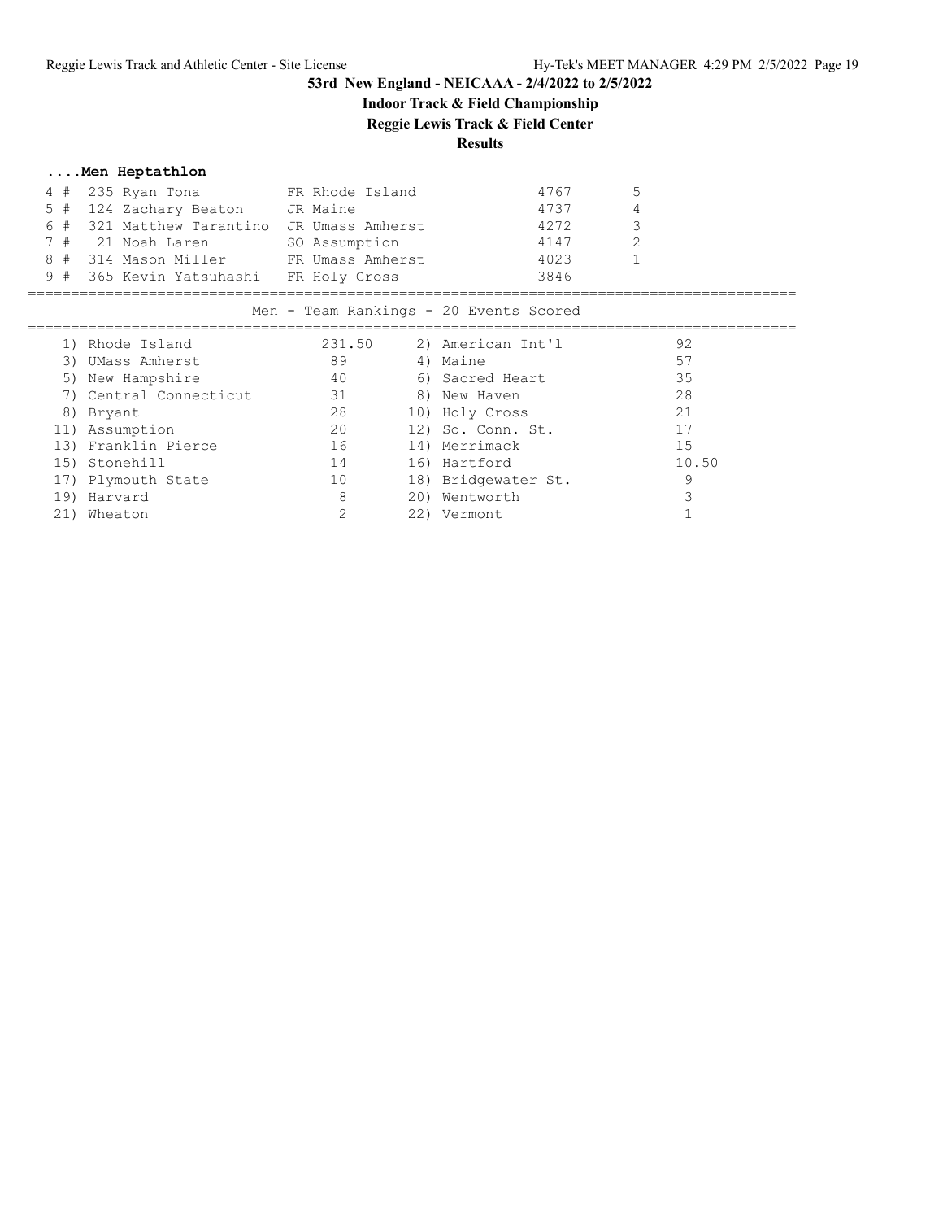# 53rd New England - NEICAAA - 2/4/2022 to 2/5/2022

## Indoor Track & Field Championship

## Reggie Lewis Track & Field Center

## Results

### ....Men Heptathlon

| | | | | | |
|---|---|---|---|---|---|
| 4 # | 235 Ryan Tona | FR Rhode Island | 4767 | 5 |
| 5 # | 124 Zachary Beaton | JR Maine | 4737 | 4 |
| 6 # | 321 Matthew Tarantino | JR Umass Amherst | 4272 | 3 |
| 7 # | 21 Noah Laren | SO Assumption | 4147 | 2 |
| 8 # | 314 Mason Miller | FR Umass Amherst | 4023 | 1 |
| 9 # | 365 Kevin Yatsuhashi | FR Holy Cross | 3846 | |

### Men - Team Rankings - 20 Events Scored

| | | | |
|---|---|---|---|
| 1) Rhode Island | 231.50 | 2) American Int'l | 92 |
| 3) UMass Amherst | 89 | 4) Maine | 57 |
| 5) New Hampshire | 40 | 6) Sacred Heart | 35 |
| 7) Central Connecticut | 31 | 8) New Haven | 28 |
| 8) Bryant | 28 | 10) Holy Cross | 21 |
| 11) Assumption | 20 | 12) So. Conn. St. | 17 |
| 13) Franklin Pierce | 16 | 14) Merrimack | 15 |
| 15) Stonehill | 14 | 16) Hartford | 10.50 |
| 17) Plymouth State | 10 | 18) Bridgewater St. | 9 |
| 19) Harvard | 8 | 20) Wentworth | 3 |
| 21) Wheaton | 2 | 22) Vermont | 1 |